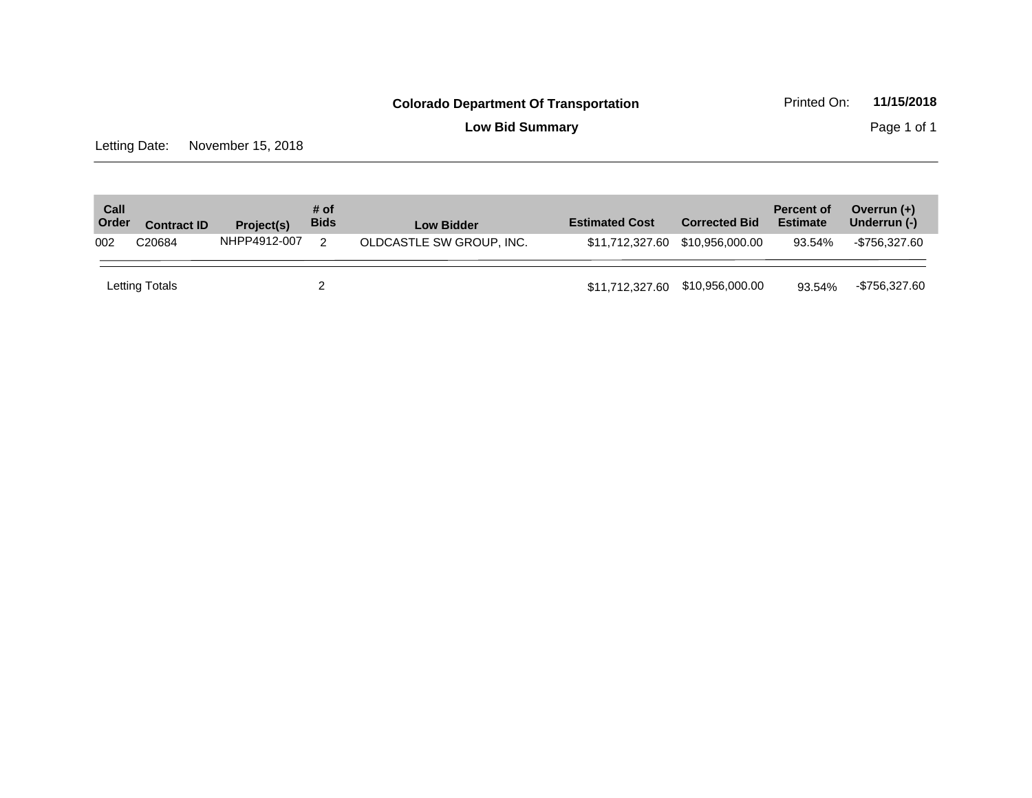**Colorado Department Of Transportation**

Printed On: **11/15/2018**

**Low Bid Summary**

Letting Date: November 15, 2018

| Call Order | Contract ID | Project(s) | # of Bids | Low Bidder | Estimated Cost | Corrected Bid | Percent of Estimate | Overrun (+) Underrun (-) |
|---|---|---|---|---|---|---|---|---|
| 002 | C20684 | NHPP4912-007 | 2 | OLDCASTLE SW GROUP, INC. | $11,712,327.60 | $10,956,000.00 | 93.54% | -$756,327.60 |
| Letting Totals | | | 2 | | $11,712,327.60 | $10,956,000.00 | 93.54% | -$756,327.60 |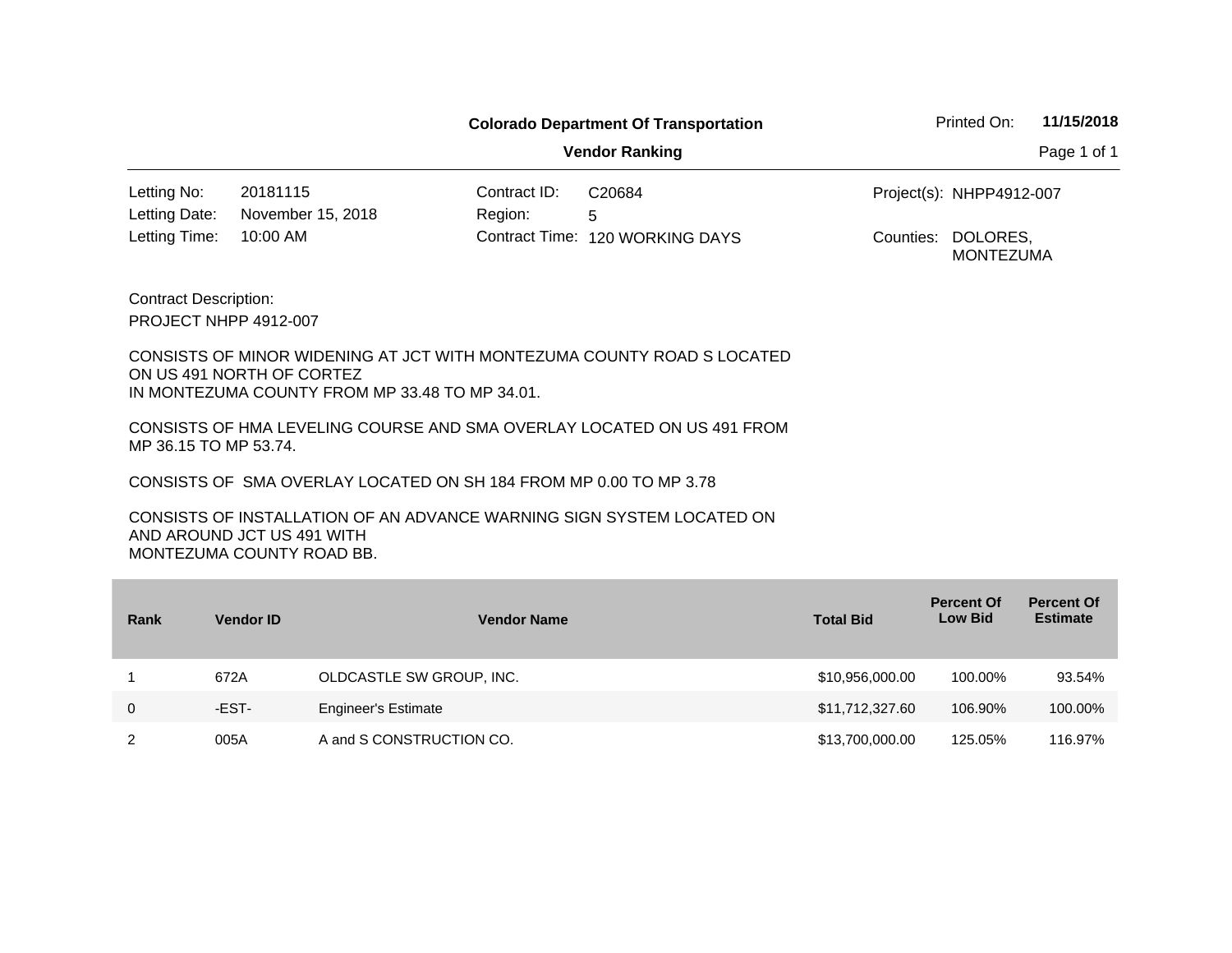**Colorado Department Of Transportation**

**Vendor Ranking**

Printed On: **11/15/2018**

| | | | | | |
|---|---|---|---|---|---|
| Letting No: | 20181115 | Contract ID: | C20684 | Project(s): | NHPP4912-007 |
| Letting Date: | November 15, 2018 | Region: | 5 | | |
| Letting Time: | 10:00 AM | Contract Time: | 120 WORKING DAYS | Counties: | DOLORES, MONTEZUMA |

Contract Description:

PROJECT NHPP 4912-007

CONSISTS OF MINOR WIDENING AT JCT WITH MONTEZUMA COUNTY ROAD S LOCATED ON US 491 NORTH OF CORTEZ
IN MONTEZUMA COUNTY FROM MP 33.48 TO MP 34.01.

CONSISTS OF HMA LEVELING COURSE AND SMA OVERLAY LOCATED ON US 491 FROM MP 36.15 TO MP 53.74.

CONSISTS OF SMA OVERLAY LOCATED ON SH 184 FROM MP 0.00 TO MP 3.78

CONSISTS OF INSTALLATION OF AN ADVANCE WARNING SIGN SYSTEM LOCATED ON AND AROUND JCT US 491 WITH
MONTEZUMA COUNTY ROAD BB.

| Rank | Vendor ID | Vendor Name | Total Bid | Percent Of Low Bid | Percent Of Estimate |
|---|---|---|---|---|---|
| 1 | 672A | OLDCASTLE SW GROUP, INC. | $10,956,000.00 | 100.00% | 93.54% |
| 0 | -EST- | Engineer's Estimate | $11,712,327.60 | 106.90% | 100.00% |
| 2 | 005A | A and S CONSTRUCTION CO. | $13,700,000.00 | 125.05% | 116.97% |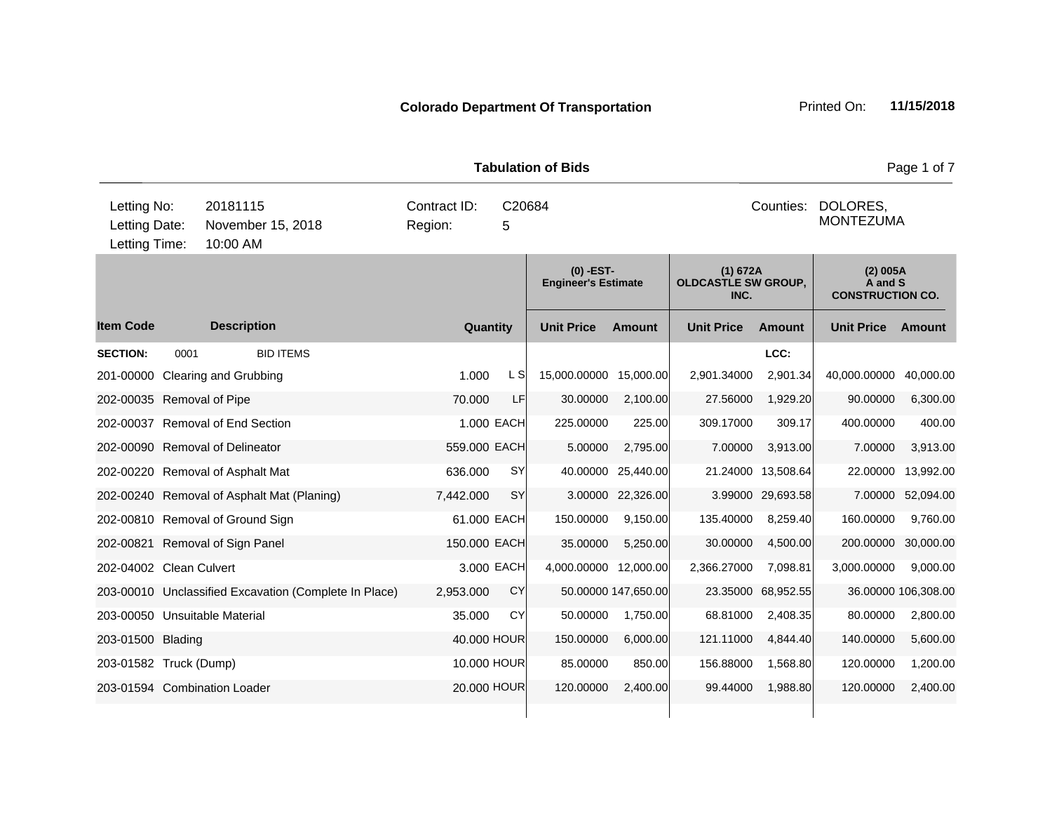**Colorado Department Of Transportation** Printed On: **11/15/2018**

## Tabulation of Bids

| | | | |
|---|---|---|---|
| Letting No: | 20181115 | Contract ID: | C20684 |
| Letting Date: | November 15, 2018 | Region: | 5 |
| Letting Time: | 10:00 AM | Counties: | DOLORES, MONTEZUMA |

| | | | | (0) -EST- Engineer's Estimate | | (1) 672A OLDCASTLE SW GROUP, INC. | | (2) 005A A and S CONSTRUCTION CO. | |
|---|---|---|---|---|---|---|---|---|---|
| **Item Code** | **Description** | **Quantity** | | **Unit Price** | **Amount** | **Unit Price** | **Amount** | **Unit Price** | **Amount** |
| **SECTION:** | 0001 BID ITEMS | | | | | | **LCC:** | | |
| 201-00000 | Clearing and Grubbing | 1.000 | L S | 15,000.00000 | 15,000.00 | 2,901.34000 | 2,901.34 | 40,000.00000 | 40,000.00 |
| 202-00035 | Removal of Pipe | 70.000 | LF | 30.00000 | 2,100.00 | 27.56000 | 1,929.20 | 90.00000 | 6,300.00 |
| 202-00037 | Removal of End Section | 1.000 | EACH | 225.00000 | 225.00 | 309.17000 | 309.17 | 400.00000 | 400.00 |
| 202-00090 | Removal of Delineator | 559.000 | EACH | 5.00000 | 2,795.00 | 7.00000 | 3,913.00 | 7.00000 | 3,913.00 |
| 202-00220 | Removal of Asphalt Mat | 636.000 | SY | 40.00000 | 25,440.00 | 21.24000 | 13,508.64 | 22.00000 | 13,992.00 |
| 202-00240 | Removal of Asphalt Mat (Planing) | 7,442.000 | SY | 3.00000 | 22,326.00 | 3.99000 | 29,693.58 | 7.00000 | 52,094.00 |
| 202-00810 | Removal of Ground Sign | 61.000 | EACH | 150.00000 | 9,150.00 | 135.40000 | 8,259.40 | 160.00000 | 9,760.00 |
| 202-00821 | Removal of Sign Panel | 150.000 | EACH | 35.00000 | 5,250.00 | 30.00000 | 4,500.00 | 200.00000 | 30,000.00 |
| 202-04002 | Clean Culvert | 3.000 | EACH | 4,000.00000 | 12,000.00 | 2,366.27000 | 7,098.81 | 3,000.00000 | 9,000.00 |
| 203-00010 | Unclassified Excavation (Complete In Place) | 2,953.000 | CY | 50.00000 | 147,650.00 | 23.35000 | 68,952.55 | 36.00000 | 106,308.00 |
| 203-00050 | Unsuitable Material | 35.000 | CY | 50.00000 | 1,750.00 | 68.81000 | 2,408.35 | 80.00000 | 2,800.00 |
| 203-01500 | Blading | 40.000 | HOUR | 150.00000 | 6,000.00 | 121.11000 | 4,844.40 | 140.00000 | 5,600.00 |
| 203-01582 | Truck (Dump) | 10.000 | HOUR | 85.00000 | 850.00 | 156.88000 | 1,568.80 | 120.00000 | 1,200.00 |
| 203-01594 | Combination Loader | 20.000 | HOUR | 120.00000 | 2,400.00 | 99.44000 | 1,988.80 | 120.00000 | 2,400.00 |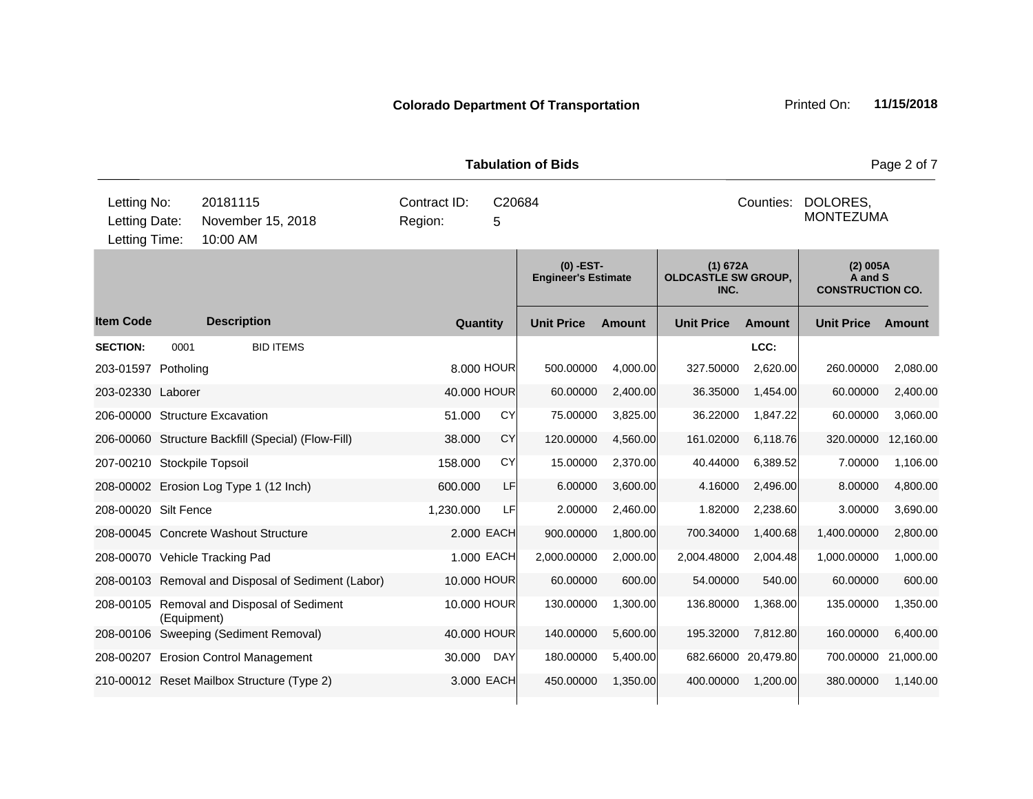**Colorado Department Of Transportation** Printed On: **11/15/2018**

**Tabulation of Bids**

| | | | |
|---|---|---|---|
| Letting No: | 20181115 | Contract ID: | C20684 |
| Letting Date: | November 15, 2018 | Region: | 5 |
| Letting Time: | 10:00 AM | | |

Counties: DOLORES, MONTEZUMA

| | | | | (0) -EST- Engineer's Estimate | | (1) 672A OLDCASTLE SW GROUP, INC. | | (2) 005A A and S CONSTRUCTION CO. | |
|---|---|---|---|---|---|---|---|---|---|
| **Item Code** | **Description** | **Quantity** | | **Unit Price** | **Amount** | **Unit Price** | **Amount** | **Unit Price** | **Amount** |
| **SECTION:** 0001 | BID ITEMS | | | | | | LCC: | | |
| 203-01597 | Potholing | 8.000 | HOUR | 500.00000 | 4,000.00 | 327.50000 | 2,620.00 | 260.00000 | 2,080.00 |
| 203-02330 | Laborer | 40.000 | HOUR | 60.00000 | 2,400.00 | 36.35000 | 1,454.00 | 60.00000 | 2,400.00 |
| 206-00000 | Structure Excavation | 51.000 | CY | 75.00000 | 3,825.00 | 36.22000 | 1,847.22 | 60.00000 | 3,060.00 |
| 206-00060 | Structure Backfill (Special) (Flow-Fill) | 38.000 | CY | 120.00000 | 4,560.00 | 161.02000 | 6,118.76 | 320.00000 | 12,160.00 |
| 207-00210 | Stockpile Topsoil | 158.000 | CY | 15.00000 | 2,370.00 | 40.44000 | 6,389.52 | 7.00000 | 1,106.00 |
| 208-00002 | Erosion Log Type 1 (12 Inch) | 600.000 | LF | 6.00000 | 3,600.00 | 4.16000 | 2,496.00 | 8.00000 | 4,800.00 |
| 208-00020 | Silt Fence | 1,230.000 | LF | 2.00000 | 2,460.00 | 1.82000 | 2,238.60 | 3.00000 | 3,690.00 |
| 208-00045 | Concrete Washout Structure | 2.000 | EACH | 900.00000 | 1,800.00 | 700.34000 | 1,400.68 | 1,400.00000 | 2,800.00 |
| 208-00070 | Vehicle Tracking Pad | 1.000 | EACH | 2,000.00000 | 2,000.00 | 2,004.48000 | 2,004.48 | 1,000.00000 | 1,000.00 |
| 208-00103 | Removal and Disposal of Sediment (Labor) | 10.000 | HOUR | 60.00000 | 600.00 | 54.00000 | 540.00 | 60.00000 | 600.00 |
| 208-00105 | Removal and Disposal of Sediment (Equipment) | 10.000 | HOUR | 130.00000 | 1,300.00 | 136.80000 | 1,368.00 | 135.00000 | 1,350.00 |
| 208-00106 | Sweeping (Sediment Removal) | 40.000 | HOUR | 140.00000 | 5,600.00 | 195.32000 | 7,812.80 | 160.00000 | 6,400.00 |
| 208-00207 | Erosion Control Management | 30.000 | DAY | 180.00000 | 5,400.00 | 682.66000 | 20,479.80 | 700.00000 | 21,000.00 |
| 210-00012 | Reset Mailbox Structure (Type 2) | 3.000 | EACH | 450.00000 | 1,350.00 | 400.00000 | 1,200.00 | 380.00000 | 1,140.00 |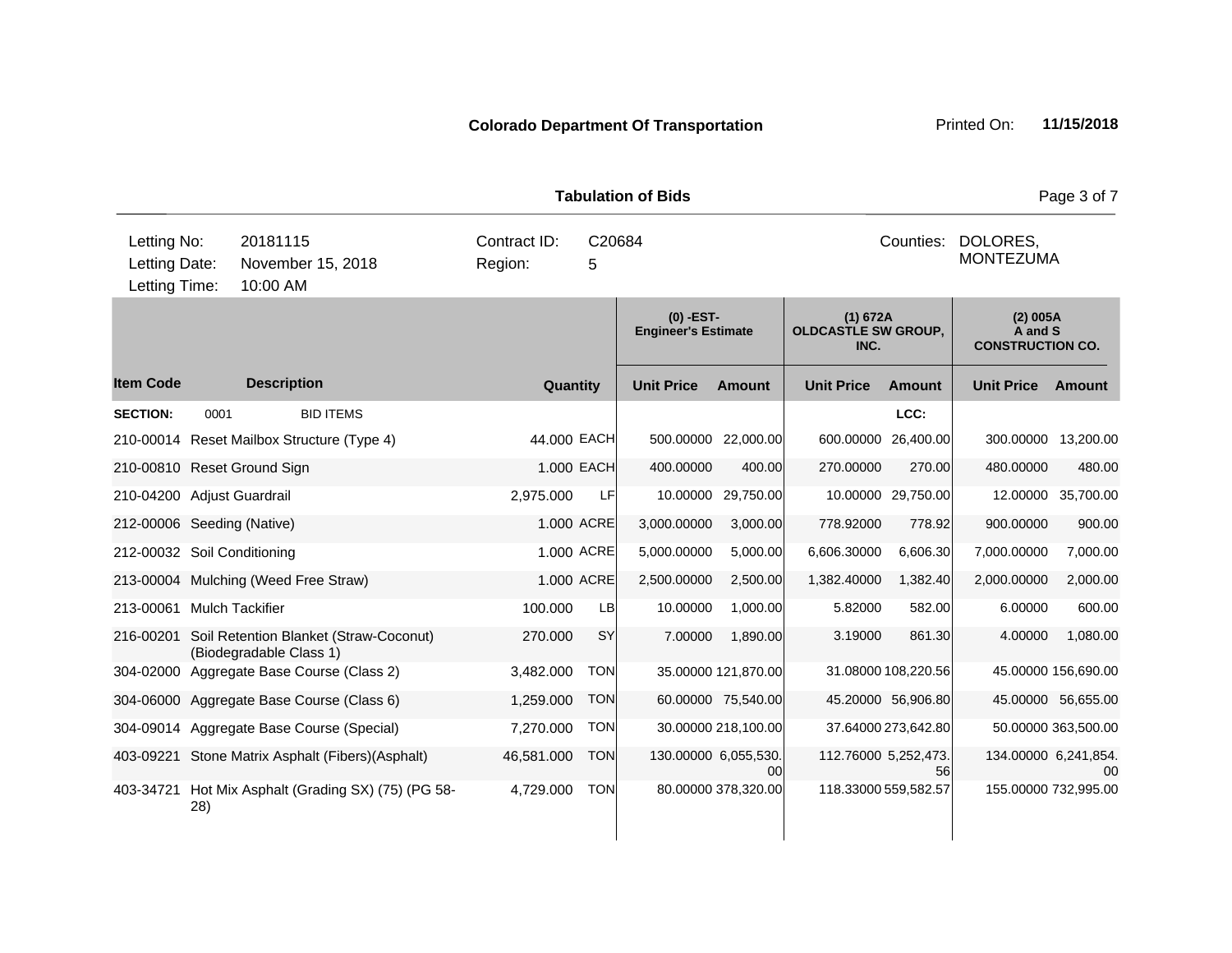**Colorado Department Of Transportation**

Printed On: **11/15/2018**

**Tabulation of Bids**

| Letting No: | 20181115 | Contract ID: | C20684 | Counties: | DOLORES, MONTEZUMA |
|---|---|---|---|---|---|
| Letting Date: | November 15, 2018 | Region: | 5 | | |
| Letting Time: | 10:00 AM | | | | |

| | | | | (0) -EST- Engineer's Estimate | | (1) 672A OLDCASTLE SW GROUP, INC. | | (2) 005A A and S CONSTRUCTION CO. | |
|---|---|---|---|---|---|---|---|---|---|
| **Item Code** | **Description** | **Quantity** | | **Unit Price** | **Amount** | **Unit Price** | **Amount** | **Unit Price** | **Amount** |
| **SECTION:** | 0001 BID ITEMS | | | | | | LCC: | | |
| 210-00014 | Reset Mailbox Structure (Type 4) | 44.000 | EACH | 500.00000 | 22,000.00 | 600.00000 | 26,400.00 | 300.00000 | 13,200.00 |
| 210-00810 | Reset Ground Sign | 1.000 | EACH | 400.00000 | 400.00 | 270.00000 | 270.00 | 480.00000 | 480.00 |
| 210-04200 | Adjust Guardrail | 2,975.000 | LF | 10.00000 | 29,750.00 | 10.00000 | 29,750.00 | 12.00000 | 35,700.00 |
| 212-00006 | Seeding (Native) | 1.000 | ACRE | 3,000.00000 | 3,000.00 | 778.92000 | 778.92 | 900.00000 | 900.00 |
| 212-00032 | Soil Conditioning | 1.000 | ACRE | 5,000.00000 | 5,000.00 | 6,606.30000 | 6,606.30 | 7,000.00000 | 7,000.00 |
| 213-00004 | Mulching (Weed Free Straw) | 1.000 | ACRE | 2,500.00000 | 2,500.00 | 1,382.40000 | 1,382.40 | 2,000.00000 | 2,000.00 |
| 213-00061 | Mulch Tackifier | 100.000 | LB | 10.00000 | 1,000.00 | 5.82000 | 582.00 | 6.00000 | 600.00 |
| 216-00201 | Soil Retention Blanket (Straw-Coconut) (Biodegradable Class 1) | 270.000 | SY | 7.00000 | 1,890.00 | 3.19000 | 861.30 | 4.00000 | 1,080.00 |
| 304-02000 | Aggregate Base Course (Class 2) | 3,482.000 | TON | 35.00000 | 121,870.00 | 31.08000 | 108,220.56 | 45.00000 | 156,690.00 |
| 304-06000 | Aggregate Base Course (Class 6) | 1,259.000 | TON | 60.00000 | 75,540.00 | 45.20000 | 56,906.80 | 45.00000 | 56,655.00 |
| 304-09014 | Aggregate Base Course (Special) | 7,270.000 | TON | 30.00000 | 218,100.00 | 37.64000 | 273,642.80 | 50.00000 | 363,500.00 |
| 403-09221 | Stone Matrix Asphalt (Fibers)(Asphalt) | 46,581.000 | TON | 130.00000 | 6,055,530.00 | 112.76000 | 5,252,473.56 | 134.00000 | 6,241,854.00 |
| 403-34721 | Hot Mix Asphalt (Grading SX) (75) (PG 58-28) | 4,729.000 | TON | 80.00000 | 378,320.00 | 118.33000 | 559,582.57 | 155.00000 | 732,995.00 |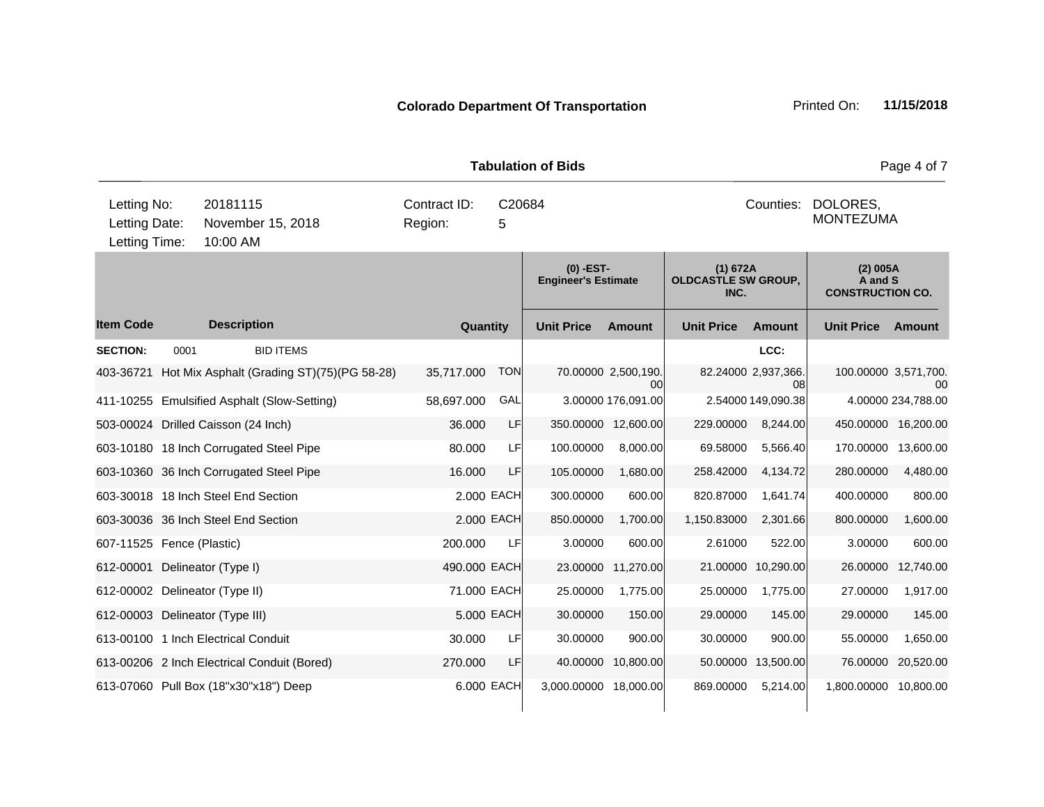**Colorado Department Of Transportation** Printed On: **11/15/2018**

**Tabulation of Bids**

| | | | |
|---|---|---|---|
| Letting No: | 20181115 | Contract ID: | C20684 |
| Letting Date: | November 15, 2018 | Region: | 5 |
| Letting Time: | 10:00 AM | Counties: | DOLORES, MONTEZUMA |

| | | | | (0) -EST- Engineer's Estimate | | (1) 672A OLDCASTLE SW GROUP, INC. | | (2) 005A A and S CONSTRUCTION CO. | |
|---|---|---|---|---|---|---|---|---|---|
| **Item Code** | **Description** | **Quantity** | | **Unit Price** | **Amount** | **Unit Price** | **Amount** | **Unit Price** | **Amount** |
| **SECTION:** | 0001 BID ITEMS | | | | | LCC: | | | |
| 403-36721 | Hot Mix Asphalt (Grading ST)(75)(PG 58-28) | 35,717.000 | TON | 70.00000 | 2,500,190.00 | 82.24000 | 2,937,366.08 | 100.00000 | 3,571,700.00 |
| 411-10255 | Emulsified Asphalt (Slow-Setting) | 58,697.000 | GAL | 3.00000 | 176,091.00 | 2.54000 | 149,090.38 | 4.00000 | 234,788.00 |
| 503-00024 | Drilled Caisson (24 Inch) | 36.000 | LF | 350.00000 | 12,600.00 | 229.00000 | 8,244.00 | 450.00000 | 16,200.00 |
| 603-10180 | 18 Inch Corrugated Steel Pipe | 80.000 | LF | 100.00000 | 8,000.00 | 69.58000 | 5,566.40 | 170.00000 | 13,600.00 |
| 603-10360 | 36 Inch Corrugated Steel Pipe | 16.000 | LF | 105.00000 | 1,680.00 | 258.42000 | 4,134.72 | 280.00000 | 4,480.00 |
| 603-30018 | 18 Inch Steel End Section | 2.000 | EACH | 300.00000 | 600.00 | 820.87000 | 1,641.74 | 400.00000 | 800.00 |
| 603-30036 | 36 Inch Steel End Section | 2.000 | EACH | 850.00000 | 1,700.00 | 1,150.83000 | 2,301.66 | 800.00000 | 1,600.00 |
| 607-11525 | Fence (Plastic) | 200.000 | LF | 3.00000 | 600.00 | 2.61000 | 522.00 | 3.00000 | 600.00 |
| 612-00001 | Delineator (Type I) | 490.000 | EACH | 23.00000 | 11,270.00 | 21.00000 | 10,290.00 | 26.00000 | 12,740.00 |
| 612-00002 | Delineator (Type II) | 71.000 | EACH | 25.00000 | 1,775.00 | 25.00000 | 1,775.00 | 27.00000 | 1,917.00 |
| 612-00003 | Delineator (Type III) | 5.000 | EACH | 30.00000 | 150.00 | 29.00000 | 145.00 | 29.00000 | 145.00 |
| 613-00100 | 1 Inch Electrical Conduit | 30.000 | LF | 30.00000 | 900.00 | 30.00000 | 900.00 | 55.00000 | 1,650.00 |
| 613-00206 | 2 Inch Electrical Conduit (Bored) | 270.000 | LF | 40.00000 | 10,800.00 | 50.00000 | 13,500.00 | 76.00000 | 20,520.00 |
| 613-07060 | Pull Box (18"x30"x18") Deep | 6.000 | EACH | 3,000.00000 | 18,000.00 | 869.00000 | 5,214.00 | 1,800.00000 | 10,800.00 |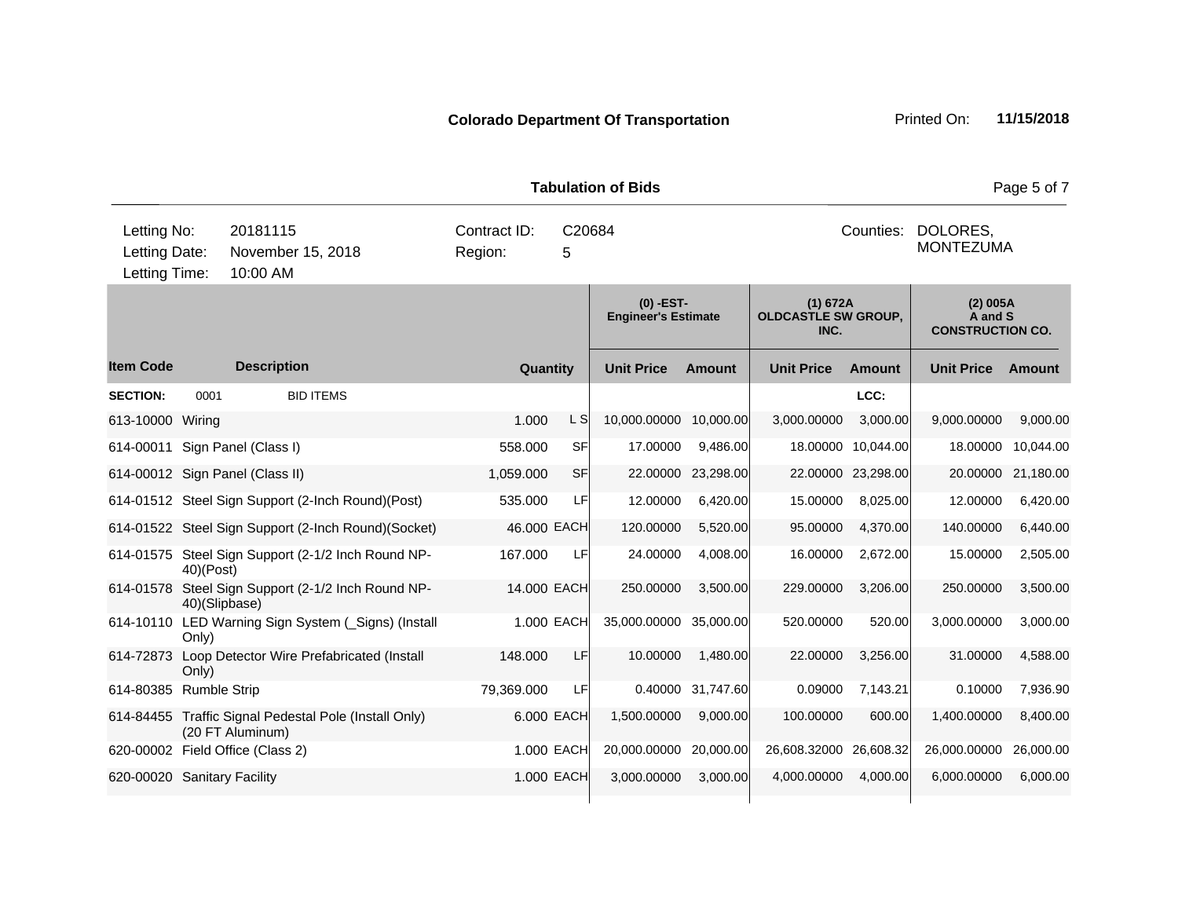**Colorado Department Of Transportation**

Printed On: **11/15/2018**

**Tabulation of Bids**

| Letting No: | 20181115 | Contract ID: | C20684 | Counties: | DOLORES, MONTEZUMA |
|---|---|---|---|---|---|
| Letting Date: | November 15, 2018 | Region: | 5 | | |
| Letting Time: | 10:00 AM | | | | |

| | | | | (0) -EST- Engineer's Estimate | | (1) 672A OLDCASTLE SW GROUP, INC. | | (2) 005A A and S CONSTRUCTION CO. | |
|---|---|---|---|---|---|---|---|---|---|
| **Item Code** | **Description** | **Quantity** | | **Unit Price** | **Amount** | **Unit Price** | **Amount** | **Unit Price** | **Amount** |
| **SECTION:** | 0001 BID ITEMS | | | | | | LCC: | | |
| 613-10000 | Wiring | 1.000 | L S | 10,000.00000 | 10,000.00 | 3,000.00000 | 3,000.00 | 9,000.00000 | 9,000.00 |
| 614-00011 | Sign Panel (Class I) | 558.000 | SF | 17.00000 | 9,486.00 | 18.00000 | 10,044.00 | 18.00000 | 10,044.00 |
| 614-00012 | Sign Panel (Class II) | 1,059.000 | SF | 22.00000 | 23,298.00 | 22.00000 | 23,298.00 | 20.00000 | 21,180.00 |
| 614-01512 | Steel Sign Support (2-Inch Round)(Post) | 535.000 | LF | 12.00000 | 6,420.00 | 15.00000 | 8,025.00 | 12.00000 | 6,420.00 |
| 614-01522 | Steel Sign Support (2-Inch Round)(Socket) | 46.000 | EACH | 120.00000 | 5,520.00 | 95.00000 | 4,370.00 | 140.00000 | 6,440.00 |
| 614-01575 | Steel Sign Support (2-1/2 Inch Round NP-40)(Post) | 167.000 | LF | 24.00000 | 4,008.00 | 16.00000 | 2,672.00 | 15.00000 | 2,505.00 |
| 614-01578 | Steel Sign Support (2-1/2 Inch Round NP-40)(Slipbase) | 14.000 | EACH | 250.00000 | 3,500.00 | 229.00000 | 3,206.00 | 250.00000 | 3,500.00 |
| 614-10110 | LED Warning Sign System (_Signs) (Install Only) | 1.000 | EACH | 35,000.00000 | 35,000.00 | 520.00000 | 520.00 | 3,000.00000 | 3,000.00 |
| 614-72873 | Loop Detector Wire Prefabricated (Install Only) | 148.000 | LF | 10.00000 | 1,480.00 | 22.00000 | 3,256.00 | 31.00000 | 4,588.00 |
| 614-80385 | Rumble Strip | 79,369.000 | LF | 0.40000 | 31,747.60 | 0.09000 | 7,143.21 | 0.10000 | 7,936.90 |
| 614-84455 | Traffic Signal Pedestal Pole (Install Only) (20 FT Aluminum) | 6.000 | EACH | 1,500.00000 | 9,000.00 | 100.00000 | 600.00 | 1,400.00000 | 8,400.00 |
| 620-00002 | Field Office (Class 2) | 1.000 | EACH | 20,000.00000 | 20,000.00 | 26,608.32000 | 26,608.32 | 26,000.00000 | 26,000.00 |
| 620-00020 | Sanitary Facility | 1.000 | EACH | 3,000.00000 | 3,000.00 | 4,000.00000 | 4,000.00 | 6,000.00000 | 6,000.00 |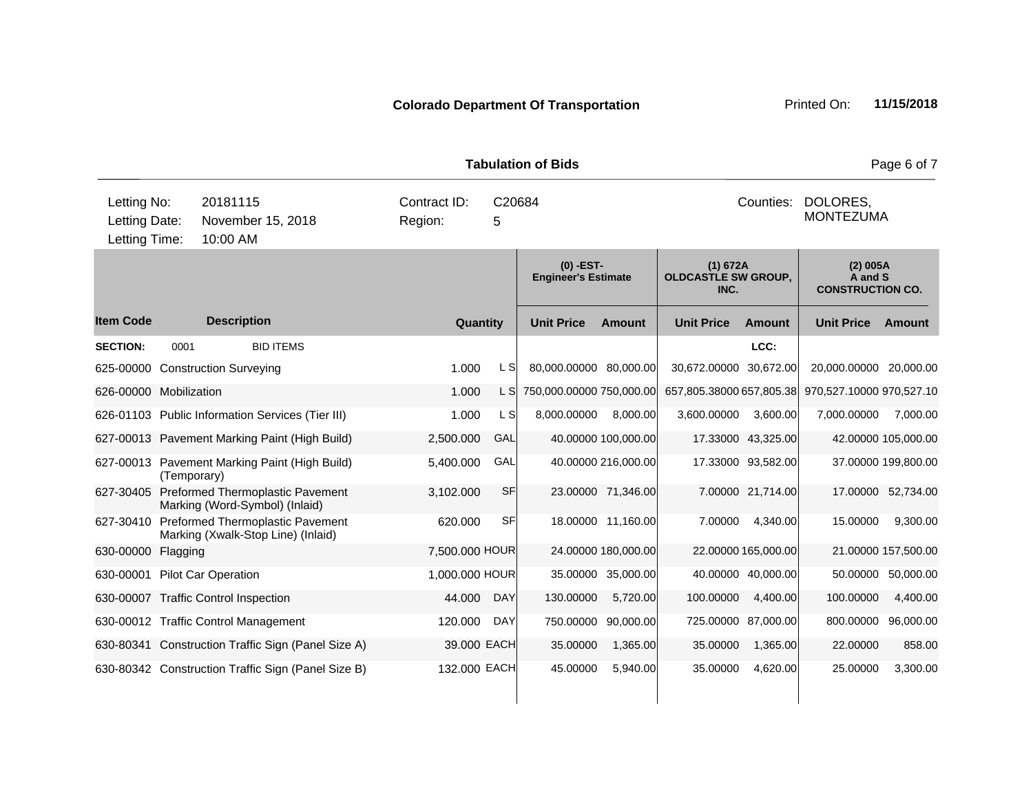**Colorado Department Of Transportation** Printed On: **11/15/2018**

**Tabulation of Bids**

| | | | | | |
|---|---|---|---|---|---|
| Letting No: | 20181115 | Contract ID: | C20684 | Counties: | DOLORES, MONTEZUMA |
| Letting Date: | November 15, 2018 | Region: | 5 | | |
| Letting Time: | 10:00 AM | | | | |

| Item Code | Description | Quantity | | (0) -EST- Engineer's Estimate Unit Price | Amount | (1) 672A OLDCASTLE SW GROUP, INC. Unit Price | Amount | (2) 005A A and S CONSTRUCTION CO. Unit Price | Amount |
|---|---|---|---|---|---|---|---|---|---|
| **SECTION:** | 0001 BID ITEMS | | | | | | LCC: | | |
| 625-00000 | Construction Surveying | 1.000 | L S | 80,000.00000 | 80,000.00 | 30,672.00000 | 30,672.00 | 20,000.00000 | 20,000.00 |
| 626-00000 | Mobilization | 1.000 | L S | 750,000.00000 | 750,000.00 | 657,805.38000 | 657,805.38 | 970,527.10000 | 970,527.10 |
| 626-01103 | Public Information Services (Tier III) | 1.000 | L S | 8,000.00000 | 8,000.00 | 3,600.00000 | 3,600.00 | 7,000.00000 | 7,000.00 |
| 627-00013 | Pavement Marking Paint (High Build) | 2,500.000 | GAL | 40.00000 | 100,000.00 | 17.33000 | 43,325.00 | 42.00000 | 105,000.00 |
| 627-00013 | Pavement Marking Paint (High Build) (Temporary) | 5,400.000 | GAL | 40.00000 | 216,000.00 | 17.33000 | 93,582.00 | 37.00000 | 199,800.00 |
| 627-30405 | Preformed Thermoplastic Pavement Marking (Word-Symbol) (Inlaid) | 3,102.000 | SF | 23.00000 | 71,346.00 | 7.00000 | 21,714.00 | 17.00000 | 52,734.00 |
| 627-30410 | Preformed Thermoplastic Pavement Marking (Xwalk-Stop Line) (Inlaid) | 620.000 | SF | 18.00000 | 11,160.00 | 7.00000 | 4,340.00 | 15.00000 | 9,300.00 |
| 630-00000 | Flagging | 7,500.000 | HOUR | 24.00000 | 180,000.00 | 22.00000 | 165,000.00 | 21.00000 | 157,500.00 |
| 630-00001 | Pilot Car Operation | 1,000.000 | HOUR | 35.00000 | 35,000.00 | 40.00000 | 40,000.00 | 50.00000 | 50,000.00 |
| 630-00007 | Traffic Control Inspection | 44.000 | DAY | 130.00000 | 5,720.00 | 100.00000 | 4,400.00 | 100.00000 | 4,400.00 |
| 630-00012 | Traffic Control Management | 120.000 | DAY | 750.00000 | 90,000.00 | 725.00000 | 87,000.00 | 800.00000 | 96,000.00 |
| 630-80341 | Construction Traffic Sign (Panel Size A) | 39.000 | EACH | 35.00000 | 1,365.00 | 35.00000 | 1,365.00 | 22.00000 | 858.00 |
| 630-80342 | Construction Traffic Sign (Panel Size B) | 132.000 | EACH | 45.00000 | 5,940.00 | 35.00000 | 4,620.00 | 25.00000 | 3,300.00 |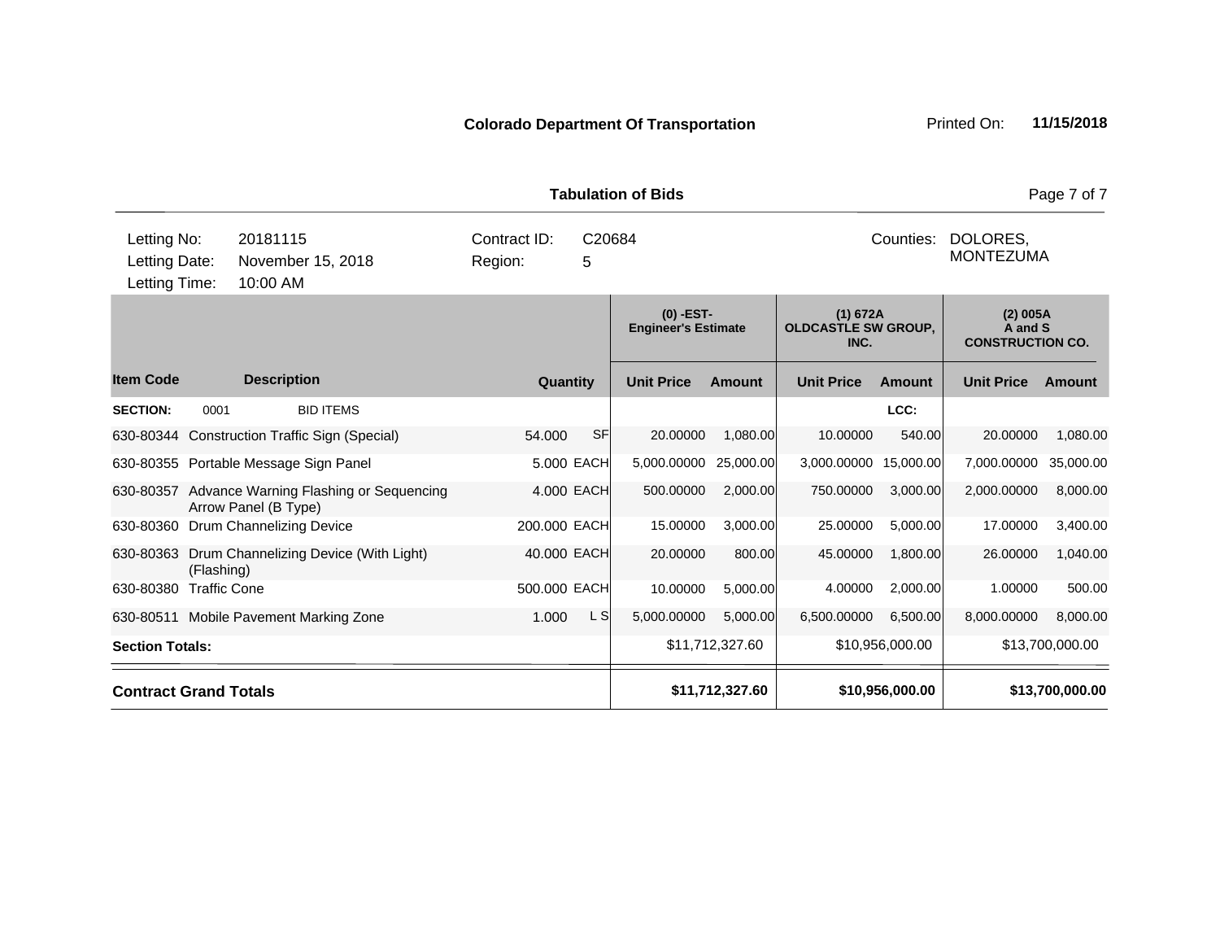**Colorado Department Of Transportation** Printed On: **11/15/2018**

**Tabulation of Bids**

| | | | | | |
|---|---|---|---|---|---|
| Letting No: | 20181115 | Contract ID: | C20684 | Counties: | DOLORES, MONTEZUMA |
| Letting Date: | November 15, 2018 | Region: | 5 | | |
| Letting Time: | 10:00 AM | | | | |

| | | | | (0) -EST- Engineer's Estimate | | (1) 672A OLDCASTLE SW GROUP, INC. | | (2) 005A A and S CONSTRUCTION CO. | |
|---|---|---|---|---|---|---|---|---|---|
| **Item Code** | **Description** | **Quantity** | | **Unit Price** | **Amount** | **Unit Price** | **Amount** | **Unit Price** | **Amount** |
| **SECTION:** | 0001 BID ITEMS | | | | | | LCC: | | |
| 630-80344 | Construction Traffic Sign (Special) | 54.000 | SF | 20.00000 | 1,080.00 | 10.00000 | 540.00 | 20.00000 | 1,080.00 |
| 630-80355 | Portable Message Sign Panel | 5.000 | EACH | 5,000.00000 | 25,000.00 | 3,000.00000 | 15,000.00 | 7,000.00000 | 35,000.00 |
| 630-80357 | Advance Warning Flashing or Sequencing Arrow Panel (B Type) | 4.000 | EACH | 500.00000 | 2,000.00 | 750.00000 | 3,000.00 | 2,000.00000 | 8,000.00 |
| 630-80360 | Drum Channelizing Device | 200.000 | EACH | 15.00000 | 3,000.00 | 25.00000 | 5,000.00 | 17.00000 | 3,400.00 |
| 630-80363 | Drum Channelizing Device (With Light) (Flashing) | 40.000 | EACH | 20.00000 | 800.00 | 45.00000 | 1,800.00 | 26.00000 | 1,040.00 |
| 630-80380 | Traffic Cone | 500.000 | EACH | 10.00000 | 5,000.00 | 4.00000 | 2,000.00 | 1.00000 | 500.00 |
| 630-80511 | Mobile Pavement Marking Zone | 1.000 | L S | 5,000.00000 | 5,000.00 | 6,500.00000 | 6,500.00 | 8,000.00000 | 8,000.00 |
| **Section Totals:** | | | | | $11,712,327.60 | | $10,956,000.00 | | $13,700,000.00 |
| **Contract Grand Totals** | | | | | **$11,712,327.60** | | **$10,956,000.00** | | **$13,700,000.00** |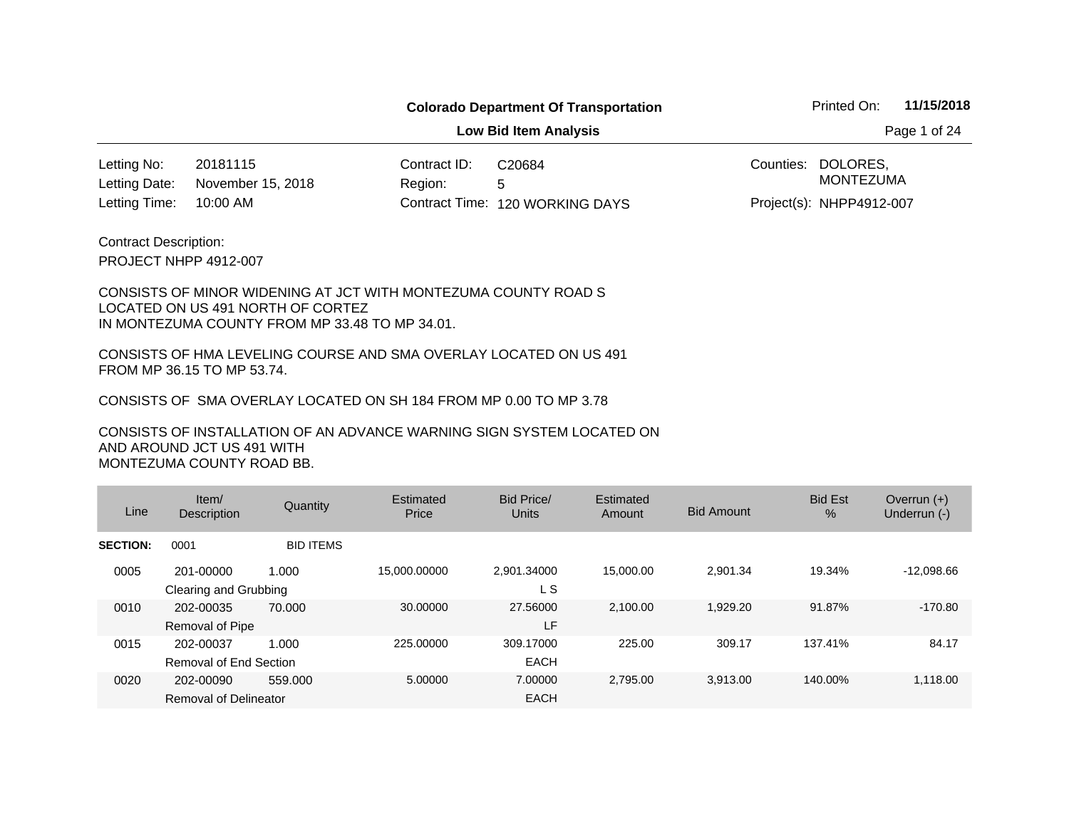**Colorado Department Of Transportation**

**Low Bid Item Analysis**

Printed On: **11/15/2018**

| | | | | | |
|---|---|---|---|---|---|
| Letting No: | 20181115 | Contract ID: | C20684 | Counties: | DOLORES, MONTEZUMA |
| Letting Date: | November 15, 2018 | Region: | 5 | | |
| Letting Time: | 10:00 AM | Contract Time: | 120 WORKING DAYS | Project(s): | NHPP4912-007 |

Contract Description:

PROJECT NHPP 4912-007

CONSISTS OF MINOR WIDENING AT JCT WITH MONTEZUMA COUNTY ROAD S LOCATED ON US 491 NORTH OF CORTEZ IN MONTEZUMA COUNTY FROM MP 33.48 TO MP 34.01.

CONSISTS OF HMA LEVELING COURSE AND SMA OVERLAY LOCATED ON US 491 FROM MP 36.15 TO MP 53.74.

CONSISTS OF SMA OVERLAY LOCATED ON SH 184 FROM MP 0.00 TO MP 3.78

CONSISTS OF INSTALLATION OF AN ADVANCE WARNING SIGN SYSTEM LOCATED ON AND AROUND JCT US 491 WITH MONTEZUMA COUNTY ROAD BB.

| Line | Item/ Description | Quantity | Estimated Price | Bid Price/ Units | Estimated Amount | Bid Amount | Bid Est % | Overrun (+) Underrun (-) |
|---|---|---|---|---|---|---|---|---|
| **SECTION:** | 0001 | BID ITEMS | | | | | | |
| 0005 | 201-00000 Clearing and Grubbing | 1.000 | 15,000.00000 | 2,901.34000 L S | 15,000.00 | 2,901.34 | 19.34% | -12,098.66 |
| 0010 | 202-00035 Removal of Pipe | 70.000 | 30.00000 | 27.56000 LF | 2,100.00 | 1,929.20 | 91.87% | -170.80 |
| 0015 | 202-00037 Removal of End Section | 1.000 | 225.00000 | 309.17000 EACH | 225.00 | 309.17 | 137.41% | 84.17 |
| 0020 | 202-00090 Removal of Delineator | 559.000 | 5.00000 | 7.00000 EACH | 2,795.00 | 3,913.00 | 140.00% | 1,118.00 |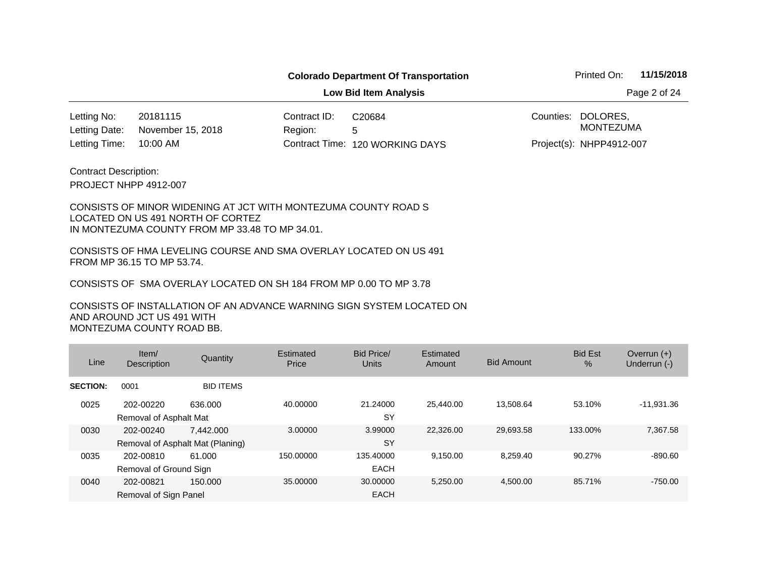**Colorado Department Of Transportation**

**Low Bid Item Analysis**

Printed On: **11/15/2018**

| | | | | | |
|---|---|---|---|---|---|
| Letting No: | 20181115 | Contract ID: | C20684 | Counties: | DOLORES, MONTEZUMA |
| Letting Date: | November 15, 2018 | Region: | 5 | | |
| Letting Time: | 10:00 AM | Contract Time: | 120 WORKING DAYS | Project(s): | NHPP4912-007 |

Contract Description:

PROJECT NHPP 4912-007

CONSISTS OF MINOR WIDENING AT JCT WITH MONTEZUMA COUNTY ROAD S LOCATED ON US 491 NORTH OF CORTEZ IN MONTEZUMA COUNTY FROM MP 33.48 TO MP 34.01.

CONSISTS OF HMA LEVELING COURSE AND SMA OVERLAY LOCATED ON US 491 FROM MP 36.15 TO MP 53.74.

CONSISTS OF SMA OVERLAY LOCATED ON SH 184 FROM MP 0.00 TO MP 3.78

CONSISTS OF INSTALLATION OF AN ADVANCE WARNING SIGN SYSTEM LOCATED ON AND AROUND JCT US 491 WITH MONTEZUMA COUNTY ROAD BB.

| Line | Item/ Description | Quantity | Estimated Price | Bid Price/ Units | Estimated Amount | Bid Amount | Bid Est % | Overrun (+) Underrun (-) |
|---|---|---|---|---|---|---|---|---|
| **SECTION:** | 0001 | BID ITEMS | | | | | | |
| 0025 | 202-00220 Removal of Asphalt Mat | 636.000 | 40.00000 | 21.24000 SY | 25,440.00 | 13,508.64 | 53.10% | -11,931.36 |
| 0030 | 202-00240 Removal of Asphalt Mat (Planing) | 7,442.000 | 3.00000 | 3.99000 SY | 22,326.00 | 29,693.58 | 133.00% | 7,367.58 |
| 0035 | 202-00810 Removal of Ground Sign | 61.000 | 150.00000 | 135.40000 EACH | 9,150.00 | 8,259.40 | 90.27% | -890.60 |
| 0040 | 202-00821 Removal of Sign Panel | 150.000 | 35.00000 | 30.00000 EACH | 5,250.00 | 4,500.00 | 85.71% | -750.00 |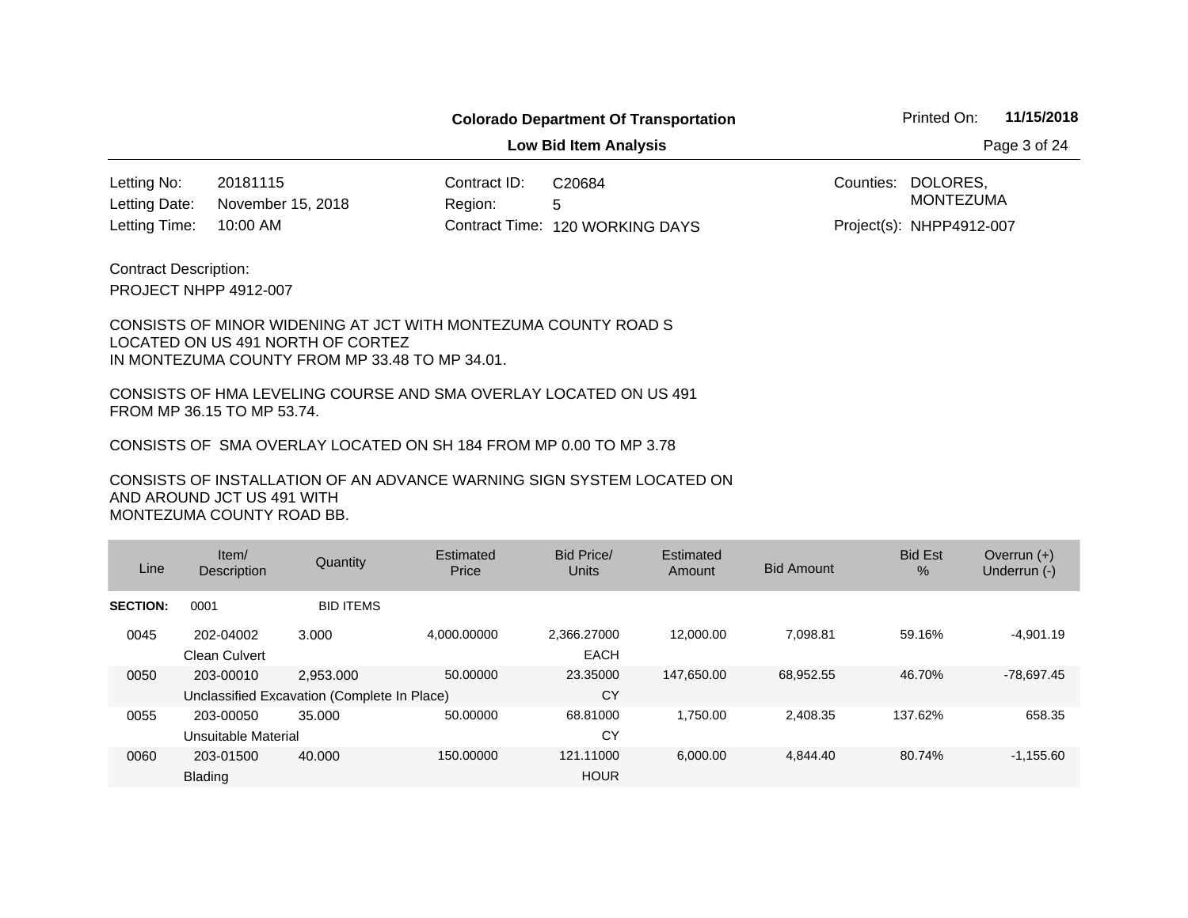**Colorado Department Of Transportation**

**Low Bid Item Analysis**

Printed On: **11/15/2018**

| | | | | | |
|---|---|---|---|---|---|
| Letting No: | 20181115 | Contract ID: | C20684 | Counties: | DOLORES, MONTEZUMA |
| Letting Date: | November 15, 2018 | Region: | 5 | | |
| Letting Time: | 10:00 AM | Contract Time: | 120 WORKING DAYS | Project(s): | NHPP4912-007 |

Contract Description:

PROJECT NHPP 4912-007

CONSISTS OF MINOR WIDENING AT JCT WITH MONTEZUMA COUNTY ROAD S LOCATED ON US 491 NORTH OF CORTEZ IN MONTEZUMA COUNTY FROM MP 33.48 TO MP 34.01.

CONSISTS OF HMA LEVELING COURSE AND SMA OVERLAY LOCATED ON US 491 FROM MP 36.15 TO MP 53.74.

CONSISTS OF SMA OVERLAY LOCATED ON SH 184 FROM MP 0.00 TO MP 3.78

CONSISTS OF INSTALLATION OF AN ADVANCE WARNING SIGN SYSTEM LOCATED ON AND AROUND JCT US 491 WITH MONTEZUMA COUNTY ROAD BB.

| Line | Item/ Description | Quantity | Estimated Price | Bid Price/ Units | Estimated Amount | Bid Amount | Bid Est % | Overrun (+) Underrun (-) |
|---|---|---|---|---|---|---|---|---|
| **SECTION:** | 0001 | BID ITEMS | | | | | | |
| 0045 | 202-04002 Clean Culvert | 3.000 | 4,000.00000 | 2,366.27000 EACH | 12,000.00 | 7,098.81 | 59.16% | -4,901.19 |
| 0050 | 203-00010 Unclassified Excavation (Complete In Place) | 2,953.000 | 50.00000 | 23.35000 CY | 147,650.00 | 68,952.55 | 46.70% | -78,697.45 |
| 0055 | 203-00050 Unsuitable Material | 35.000 | 50.00000 | 68.81000 CY | 1,750.00 | 2,408.35 | 137.62% | 658.35 |
| 0060 | 203-01500 Blading | 40.000 | 150.00000 | 121.11000 HOUR | 6,000.00 | 4,844.40 | 80.74% | -1,155.60 |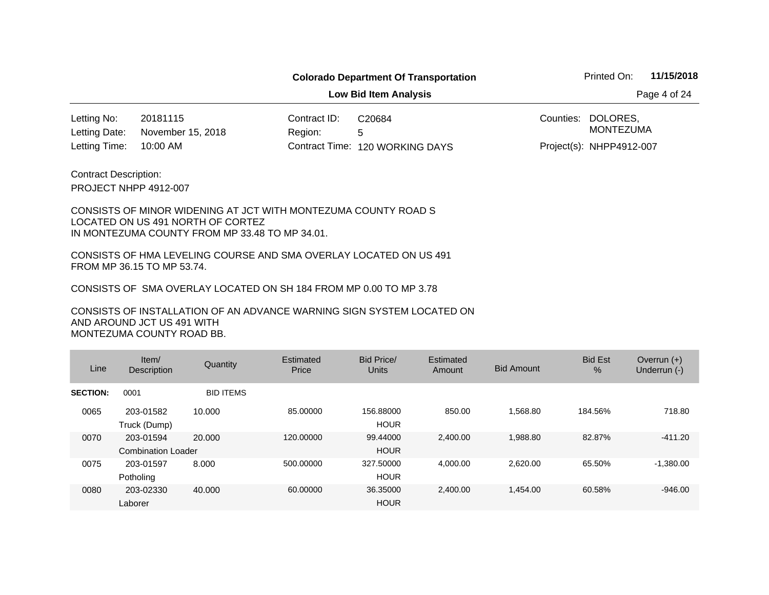**Colorado Department Of Transportation**

**Low Bid Item Analysis**

Printed On: **11/15/2018**

| | | | | | |
|---|---|---|---|---|---|
| Letting No: | 20181115 | Contract ID: | C20684 | Counties: | DOLORES, MONTEZUMA |
| Letting Date: | November 15, 2018 | Region: | 5 | | |
| Letting Time: | 10:00 AM | Contract Time: | 120 WORKING DAYS | Project(s): | NHPP4912-007 |

Contract Description:

PROJECT NHPP 4912-007

CONSISTS OF MINOR WIDENING AT JCT WITH MONTEZUMA COUNTY ROAD S LOCATED ON US 491 NORTH OF CORTEZ IN MONTEZUMA COUNTY FROM MP 33.48 TO MP 34.01.

CONSISTS OF HMA LEVELING COURSE AND SMA OVERLAY LOCATED ON US 491 FROM MP 36.15 TO MP 53.74.

CONSISTS OF SMA OVERLAY LOCATED ON SH 184 FROM MP 0.00 TO MP 3.78

CONSISTS OF INSTALLATION OF AN ADVANCE WARNING SIGN SYSTEM LOCATED ON AND AROUND JCT US 491 WITH MONTEZUMA COUNTY ROAD BB.

| Line | Item/ Description | Quantity | Estimated Price | Bid Price/ Units | Estimated Amount | Bid Amount | Bid Est % | Overrun (+) Underrun (-) |
|---|---|---|---|---|---|---|---|---|
| **SECTION:** | 0001 | BID ITEMS | | | | | | |
| 0065 | 203-01582 Truck (Dump) | 10.000 | 85.00000 | 156.88000 HOUR | 850.00 | 1,568.80 | 184.56% | 718.80 |
| 0070 | 203-01594 Combination Loader | 20.000 | 120.00000 | 99.44000 HOUR | 2,400.00 | 1,988.80 | 82.87% | -411.20 |
| 0075 | 203-01597 Potholing | 8.000 | 500.00000 | 327.50000 HOUR | 4,000.00 | 2,620.00 | 65.50% | -1,380.00 |
| 0080 | 203-02330 Laborer | 40.000 | 60.00000 | 36.35000 HOUR | 2,400.00 | 1,454.00 | 60.58% | -946.00 |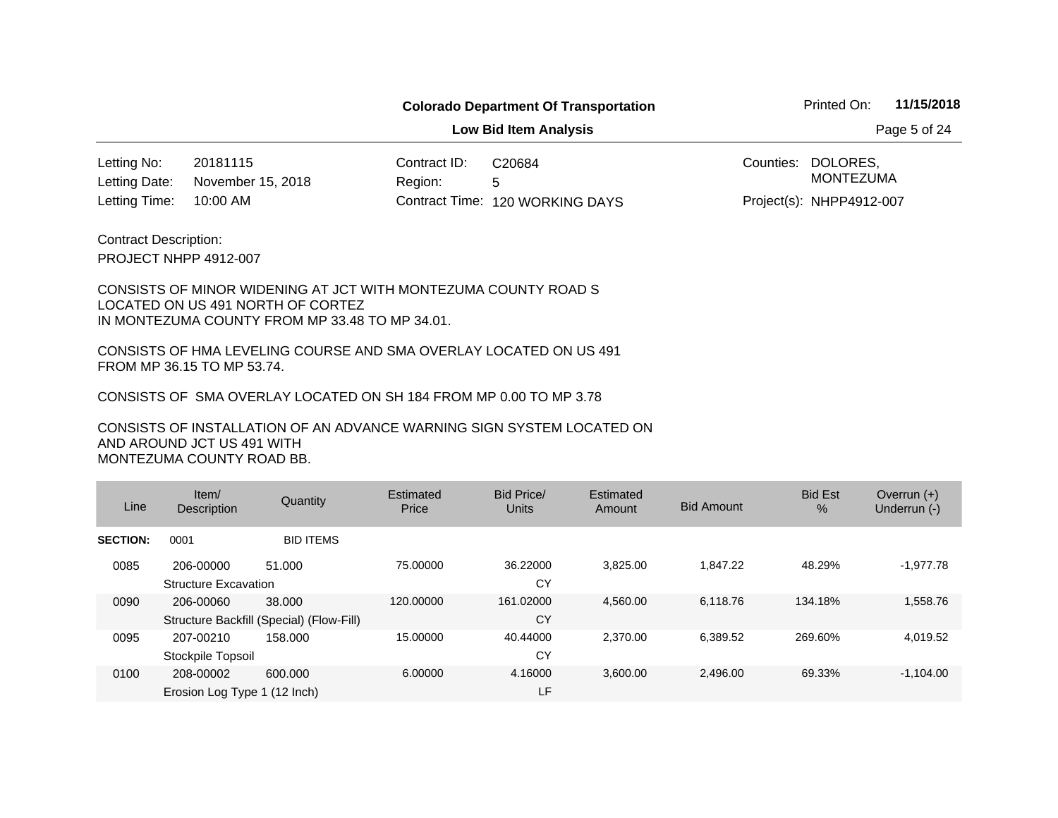**Colorado Department Of Transportation**

**Low Bid Item Analysis**

Printed On: **11/15/2018**

| | | | | | |
|---|---|---|---|---|---|
| Letting No: | 20181115 | Contract ID: | C20684 | Counties: | DOLORES, MONTEZUMA |
| Letting Date: | November 15, 2018 | Region: | 5 | | |
| Letting Time: | 10:00 AM | Contract Time: | 120 WORKING DAYS | Project(s): | NHPP4912-007 |

Contract Description:

PROJECT NHPP 4912-007

CONSISTS OF MINOR WIDENING AT JCT WITH MONTEZUMA COUNTY ROAD S LOCATED ON US 491 NORTH OF CORTEZ IN MONTEZUMA COUNTY FROM MP 33.48 TO MP 34.01.

CONSISTS OF HMA LEVELING COURSE AND SMA OVERLAY LOCATED ON US 491 FROM MP 36.15 TO MP 53.74.

CONSISTS OF SMA OVERLAY LOCATED ON SH 184 FROM MP 0.00 TO MP 3.78

CONSISTS OF INSTALLATION OF AN ADVANCE WARNING SIGN SYSTEM LOCATED ON AND AROUND JCT US 491 WITH MONTEZUMA COUNTY ROAD BB.

| Line | Item/ Description | Quantity | Estimated Price | Bid Price/ Units | Estimated Amount | Bid Amount | Bid Est % | Overrun (+) Underrun (-) |
|---|---|---|---|---|---|---|---|---|
| **SECTION:** | 0001 | BID ITEMS | | | | | | |
| 0085 | 206-00000 Structure Excavation | 51.000 | 75.00000 | 36.22000 CY | 3,825.00 | 1,847.22 | 48.29% | -1,977.78 |
| 0090 | 206-00060 Structure Backfill (Special) (Flow-Fill) | 38.000 | 120.00000 | 161.02000 CY | 4,560.00 | 6,118.76 | 134.18% | 1,558.76 |
| 0095 | 207-00210 Stockpile Topsoil | 158.000 | 15.00000 | 40.44000 CY | 2,370.00 | 6,389.52 | 269.60% | 4,019.52 |
| 0100 | 208-00002 Erosion Log Type 1 (12 Inch) | 600.000 | 6.00000 | 4.16000 LF | 3,600.00 | 2,496.00 | 69.33% | -1,104.00 |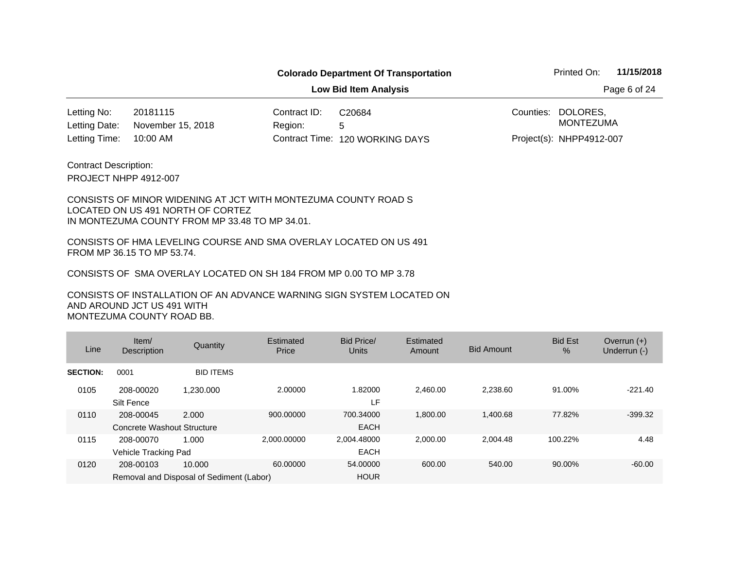**Colorado Department Of Transportation**

**Low Bid Item Analysis**

Printed On: **11/15/2018**

| | | | | | |
|---|---|---|---|---|---|
| Letting No: | 20181115 | Contract ID: | C20684 | Counties: | DOLORES, MONTEZUMA |
| Letting Date: | November 15, 2018 | Region: | 5 | | |
| Letting Time: | 10:00 AM | Contract Time: | 120 WORKING DAYS | Project(s): | NHPP4912-007 |

Contract Description:

PROJECT NHPP 4912-007

CONSISTS OF MINOR WIDENING AT JCT WITH MONTEZUMA COUNTY ROAD S LOCATED ON US 491 NORTH OF CORTEZ IN MONTEZUMA COUNTY FROM MP 33.48 TO MP 34.01.

CONSISTS OF HMA LEVELING COURSE AND SMA OVERLAY LOCATED ON US 491 FROM MP 36.15 TO MP 53.74.

CONSISTS OF SMA OVERLAY LOCATED ON SH 184 FROM MP 0.00 TO MP 3.78

CONSISTS OF INSTALLATION OF AN ADVANCE WARNING SIGN SYSTEM LOCATED ON AND AROUND JCT US 491 WITH MONTEZUMA COUNTY ROAD BB.

| Line | Item/ Description | Quantity | Estimated Price | Bid Price/ Units | Estimated Amount | Bid Amount | Bid Est % | Overrun (+) Underrun (-) |
|---|---|---|---|---|---|---|---|---|
| **SECTION:** | 0001 | BID ITEMS | | | | | | |
| 0105 | 208-00020 Silt Fence | 1,230.000 | 2.00000 | 1.82000 LF | 2,460.00 | 2,238.60 | 91.00% | -221.40 |
| 0110 | 208-00045 Concrete Washout Structure | 2.000 | 900.00000 | 700.34000 EACH | 1,800.00 | 1,400.68 | 77.82% | -399.32 |
| 0115 | 208-00070 Vehicle Tracking Pad | 1.000 | 2,000.00000 | 2,004.48000 EACH | 2,000.00 | 2,004.48 | 100.22% | 4.48 |
| 0120 | 208-00103 Removal and Disposal of Sediment (Labor) | 10.000 | 60.00000 | 54.00000 HOUR | 600.00 | 540.00 | 90.00% | -60.00 |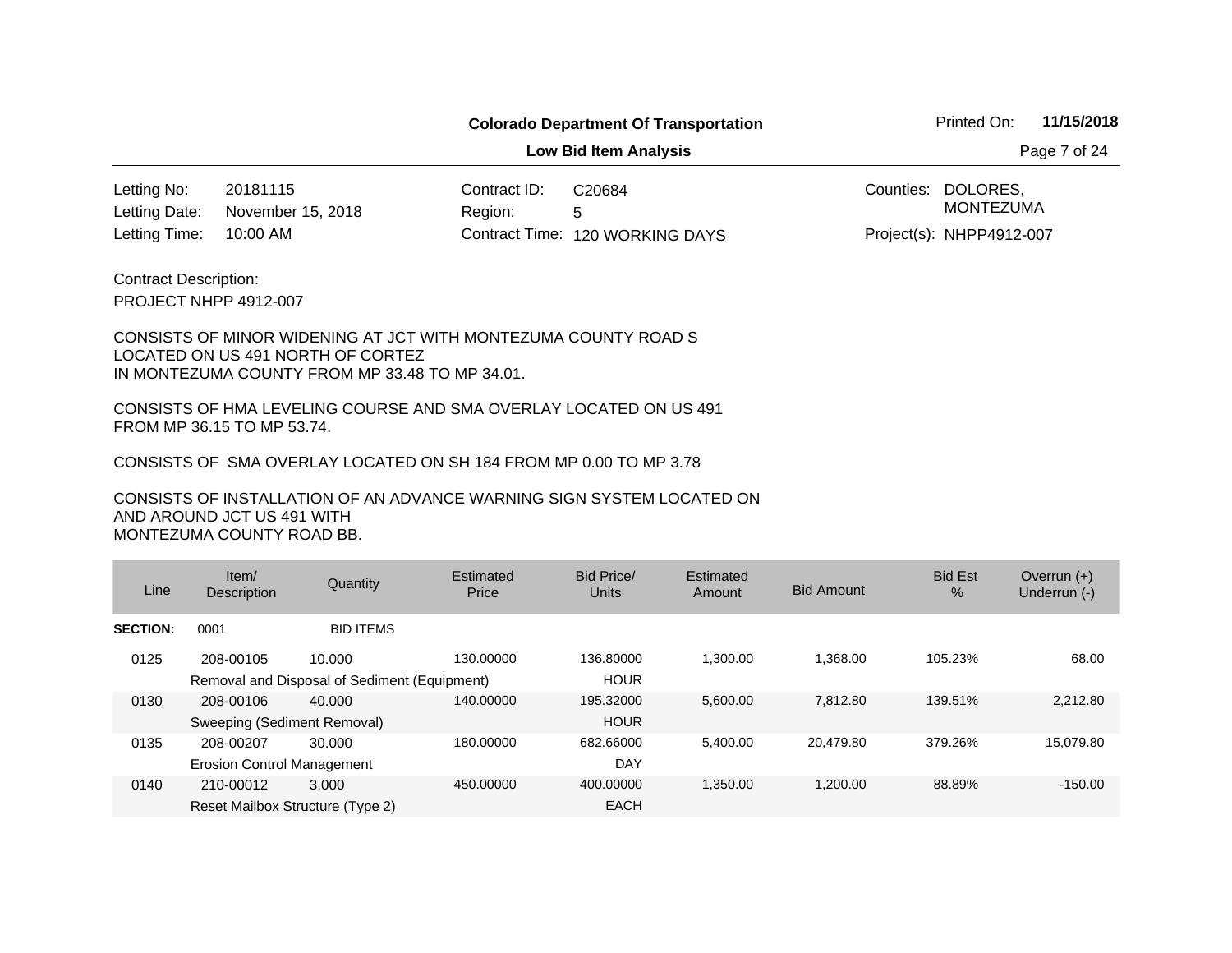**Colorado Department Of Transportation**

**Low Bid Item Analysis**

Printed On: **11/15/2018**

| | | | | | |
|---|---|---|---|---|---|
| Letting No: | 20181115 | Contract ID: | C20684 | Counties: | DOLORES, MONTEZUMA |
| Letting Date: | November 15, 2018 | Region: | 5 | | |
| Letting Time: | 10:00 AM | Contract Time: | 120 WORKING DAYS | Project(s): | NHPP4912-007 |

Contract Description:

PROJECT NHPP 4912-007

CONSISTS OF MINOR WIDENING AT JCT WITH MONTEZUMA COUNTY ROAD S LOCATED ON US 491 NORTH OF CORTEZ IN MONTEZUMA COUNTY FROM MP 33.48 TO MP 34.01.

CONSISTS OF HMA LEVELING COURSE AND SMA OVERLAY LOCATED ON US 491 FROM MP 36.15 TO MP 53.74.

CONSISTS OF SMA OVERLAY LOCATED ON SH 184 FROM MP 0.00 TO MP 3.78

CONSISTS OF INSTALLATION OF AN ADVANCE WARNING SIGN SYSTEM LOCATED ON AND AROUND JCT US 491 WITH MONTEZUMA COUNTY ROAD BB.

| Line | Item/ Description | Quantity | Estimated Price | Bid Price/ Units | Estimated Amount | Bid Amount | Bid Est % | Overrun (+) Underrun (-) |
|---|---|---|---|---|---|---|---|---|
| **SECTION:** | 0001 | BID ITEMS | | | | | | |
| 0125 | 208-00105 | 10.000 | 130.00000 | 136.80000 | 1,300.00 | 1,368.00 | 105.23% | 68.00 |
| | Removal and Disposal of Sediment (Equipment) | | | HOUR | | | | |
| 0130 | 208-00106 | 40.000 | 140.00000 | 195.32000 | 5,600.00 | 7,812.80 | 139.51% | 2,212.80 |
| | Sweeping (Sediment Removal) | | | HOUR | | | | |
| 0135 | 208-00207 | 30.000 | 180.00000 | 682.66000 | 5,400.00 | 20,479.80 | 379.26% | 15,079.80 |
| | Erosion Control Management | | | DAY | | | | |
| 0140 | 210-00012 | 3.000 | 450.00000 | 400.00000 | 1,350.00 | 1,200.00 | 88.89% | -150.00 |
| | Reset Mailbox Structure (Type 2) | | | EACH | | | | |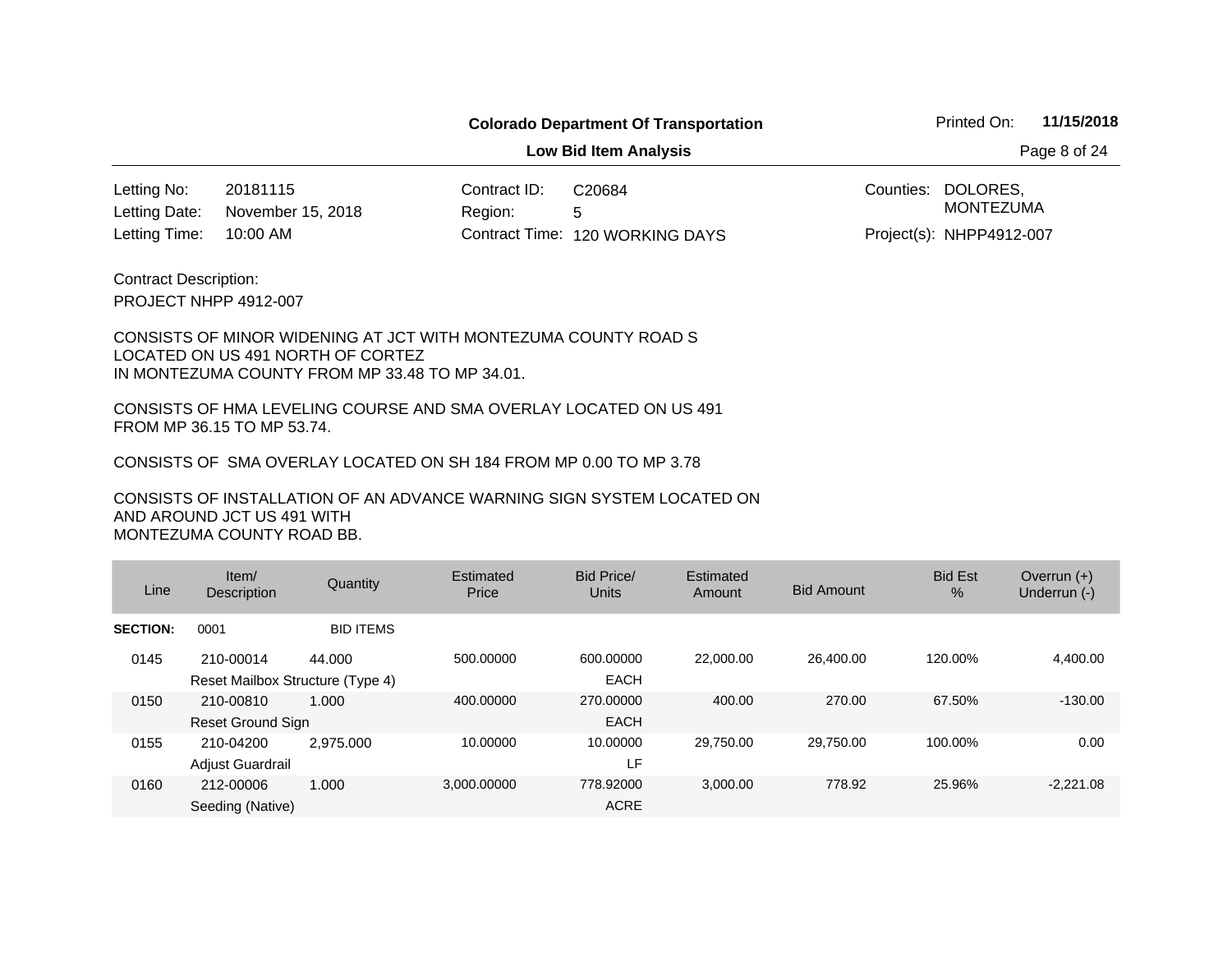**Colorado Department Of Transportation**

**Low Bid Item Analysis**

Printed On: **11/15/2018**

| | | | | | |
|---|---|---|---|---|---|
| Letting No: | 20181115 | Contract ID: | C20684 | Counties: | DOLORES, MONTEZUMA |
| Letting Date: | November 15, 2018 | Region: | 5 | | |
| Letting Time: | 10:00 AM | Contract Time: | 120 WORKING DAYS | Project(s): | NHPP4912-007 |

Contract Description:

PROJECT NHPP 4912-007

CONSISTS OF MINOR WIDENING AT JCT WITH MONTEZUMA COUNTY ROAD S LOCATED ON US 491 NORTH OF CORTEZ IN MONTEZUMA COUNTY FROM MP 33.48 TO MP 34.01.

CONSISTS OF HMA LEVELING COURSE AND SMA OVERLAY LOCATED ON US 491 FROM MP 36.15 TO MP 53.74.

CONSISTS OF SMA OVERLAY LOCATED ON SH 184 FROM MP 0.00 TO MP 3.78

CONSISTS OF INSTALLATION OF AN ADVANCE WARNING SIGN SYSTEM LOCATED ON AND AROUND JCT US 491 WITH MONTEZUMA COUNTY ROAD BB.

| Line | Item/ Description | Quantity | Estimated Price | Bid Price/ Units | Estimated Amount | Bid Amount | Bid Est % | Overrun (+) Underrun (-) |
|---|---|---|---|---|---|---|---|---|
| **SECTION:** | 0001 | BID ITEMS | | | | | | |
| 0145 | 210-00014 Reset Mailbox Structure (Type 4) | 44.000 | 500.00000 | 600.00000 EACH | 22,000.00 | 26,400.00 | 120.00% | 4,400.00 |
| 0150 | 210-00810 Reset Ground Sign | 1.000 | 400.00000 | 270.00000 EACH | 400.00 | 270.00 | 67.50% | -130.00 |
| 0155 | 210-04200 Adjust Guardrail | 2,975.000 | 10.00000 | 10.00000 LF | 29,750.00 | 29,750.00 | 100.00% | 0.00 |
| 0160 | 212-00006 Seeding (Native) | 1.000 | 3,000.00000 | 778.92000 ACRE | 3,000.00 | 778.92 | 25.96% | -2,221.08 |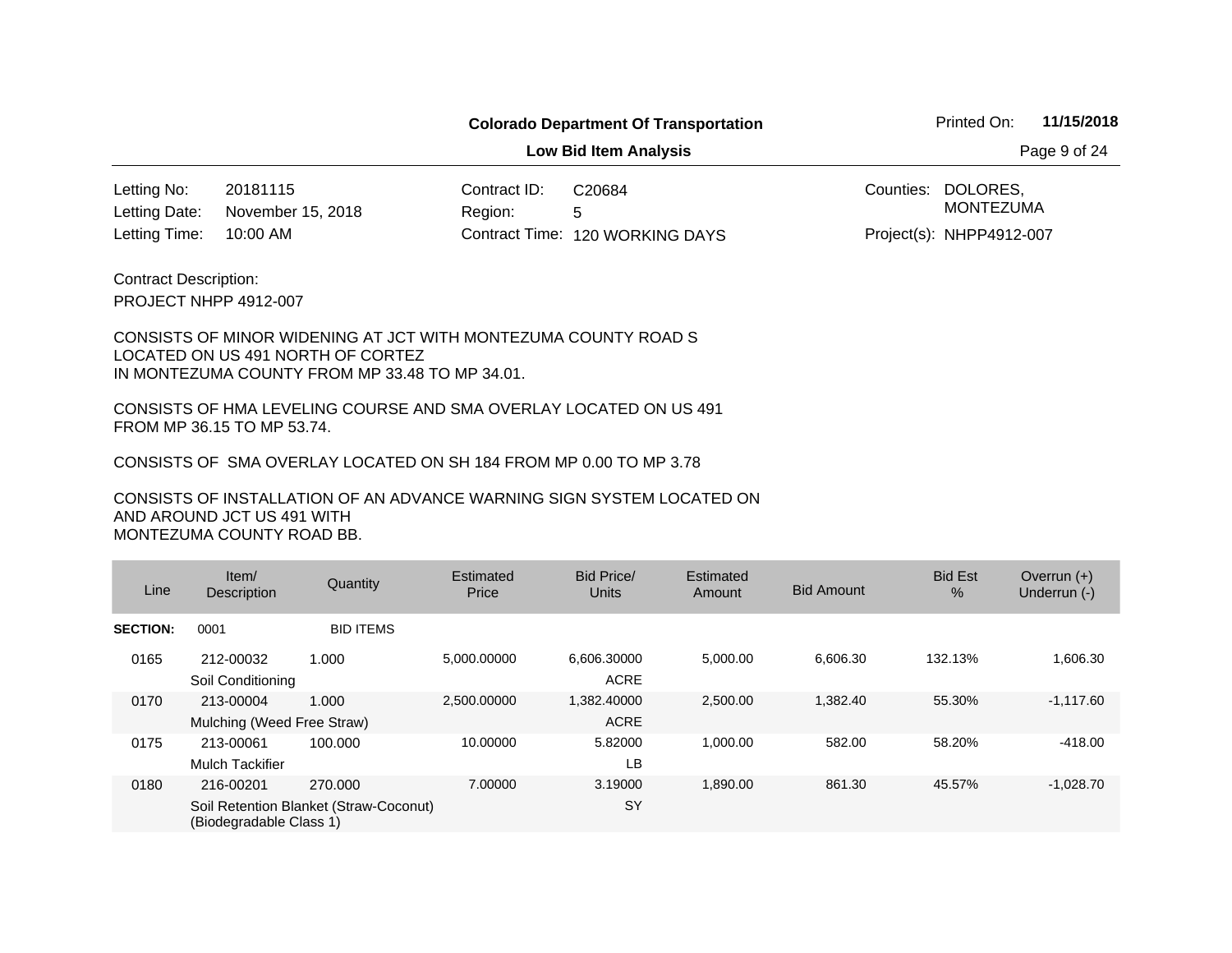**Colorado Department Of Transportation**

**Low Bid Item Analysis**

Printed On: **11/15/2018**

| | | | | | |
|---|---|---|---|---|---|
| Letting No: | 20181115 | Contract ID: | C20684 | Counties: | DOLORES, MONTEZUMA |
| Letting Date: | November 15, 2018 | Region: | 5 | | |
| Letting Time: | 10:00 AM | Contract Time: | 120 WORKING DAYS | Project(s): | NHPP4912-007 |

Contract Description:

PROJECT NHPP 4912-007

CONSISTS OF MINOR WIDENING AT JCT WITH MONTEZUMA COUNTY ROAD S LOCATED ON US 491 NORTH OF CORTEZ IN MONTEZUMA COUNTY FROM MP 33.48 TO MP 34.01.

CONSISTS OF HMA LEVELING COURSE AND SMA OVERLAY LOCATED ON US 491 FROM MP 36.15 TO MP 53.74.

CONSISTS OF SMA OVERLAY LOCATED ON SH 184 FROM MP 0.00 TO MP 3.78

CONSISTS OF INSTALLATION OF AN ADVANCE WARNING SIGN SYSTEM LOCATED ON AND AROUND JCT US 491 WITH MONTEZUMA COUNTY ROAD BB.

| Line | Item/ Description | Quantity | Estimated Price | Bid Price/ Units | Estimated Amount | Bid Amount | Bid Est % | Overrun (+) Underrun (-) |
|---|---|---|---|---|---|---|---|---|
| **SECTION:** | 0001 | BID ITEMS | | | | | | |
| 0165 | 212-00032 Soil Conditioning | 1.000 | 5,000.00000 | 6,606.30000 ACRE | 5,000.00 | 6,606.30 | 132.13% | 1,606.30 |
| 0170 | 213-00004 Mulching (Weed Free Straw) | 1.000 | 2,500.00000 | 1,382.40000 ACRE | 2,500.00 | 1,382.40 | 55.30% | -1,117.60 |
| 0175 | 213-00061 Mulch Tackifier | 100.000 | 10.00000 | 5.82000 LB | 1,000.00 | 582.00 | 58.20% | -418.00 |
| 0180 | 216-00201 Soil Retention Blanket (Straw-Coconut) (Biodegradable Class 1) | 270.000 | 7.00000 | 3.19000 SY | 1,890.00 | 861.30 | 45.57% | -1,028.70 |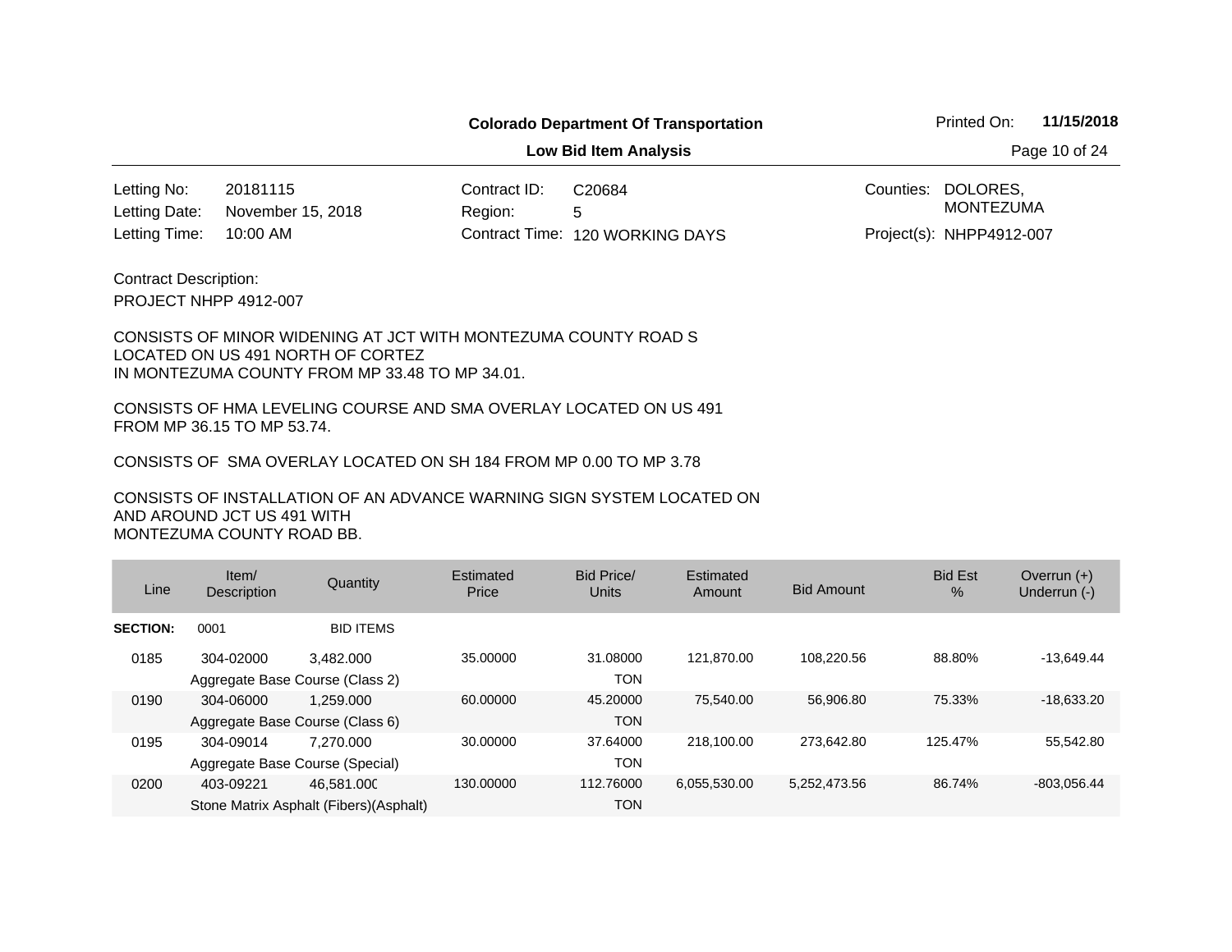**Colorado Department Of Transportation**

**Low Bid Item Analysis**

Printed On: **11/15/2018**

| | | | | | |
|---|---|---|---|---|---|
| Letting No: | 20181115 | Contract ID: | C20684 | Counties: | DOLORES, MONTEZUMA |
| Letting Date: | November 15, 2018 | Region: | 5 | | |
| Letting Time: | 10:00 AM | Contract Time: | 120 WORKING DAYS | Project(s): | NHPP4912-007 |

Contract Description:

PROJECT NHPP 4912-007

CONSISTS OF MINOR WIDENING AT JCT WITH MONTEZUMA COUNTY ROAD S LOCATED ON US 491 NORTH OF CORTEZ IN MONTEZUMA COUNTY FROM MP 33.48 TO MP 34.01.

CONSISTS OF HMA LEVELING COURSE AND SMA OVERLAY LOCATED ON US 491 FROM MP 36.15 TO MP 53.74.

CONSISTS OF SMA OVERLAY LOCATED ON SH 184 FROM MP 0.00 TO MP 3.78

CONSISTS OF INSTALLATION OF AN ADVANCE WARNING SIGN SYSTEM LOCATED ON AND AROUND JCT US 491 WITH MONTEZUMA COUNTY ROAD BB.

| Line | Item/ Description | Quantity | Estimated Price | Bid Price/ Units | Estimated Amount | Bid Amount | Bid Est % | Overrun (+) Underrun (-) |
|---|---|---|---|---|---|---|---|---|
| **SECTION:** | 0001 | BID ITEMS | | | | | | |
| 0185 | 304-02000 | 3,482.000 | 35.00000 | 31.08000 | 121,870.00 | 108,220.56 | 88.80% | -13,649.44 |
| | Aggregate Base Course (Class 2) | | | TON | | | | |
| 0190 | 304-06000 | 1,259.000 | 60.00000 | 45.20000 | 75,540.00 | 56,906.80 | 75.33% | -18,633.20 |
| | Aggregate Base Course (Class 6) | | | TON | | | | |
| 0195 | 304-09014 | 7,270.000 | 30.00000 | 37.64000 | 218,100.00 | 273,642.80 | 125.47% | 55,542.80 |
| | Aggregate Base Course (Special) | | | TON | | | | |
| 0200 | 403-09221 | 46,581.000 | 130.00000 | 112.76000 | 6,055,530.00 | 5,252,473.56 | 86.74% | -803,056.44 |
| | Stone Matrix Asphalt (Fibers)(Asphalt) | | | TON | | | | |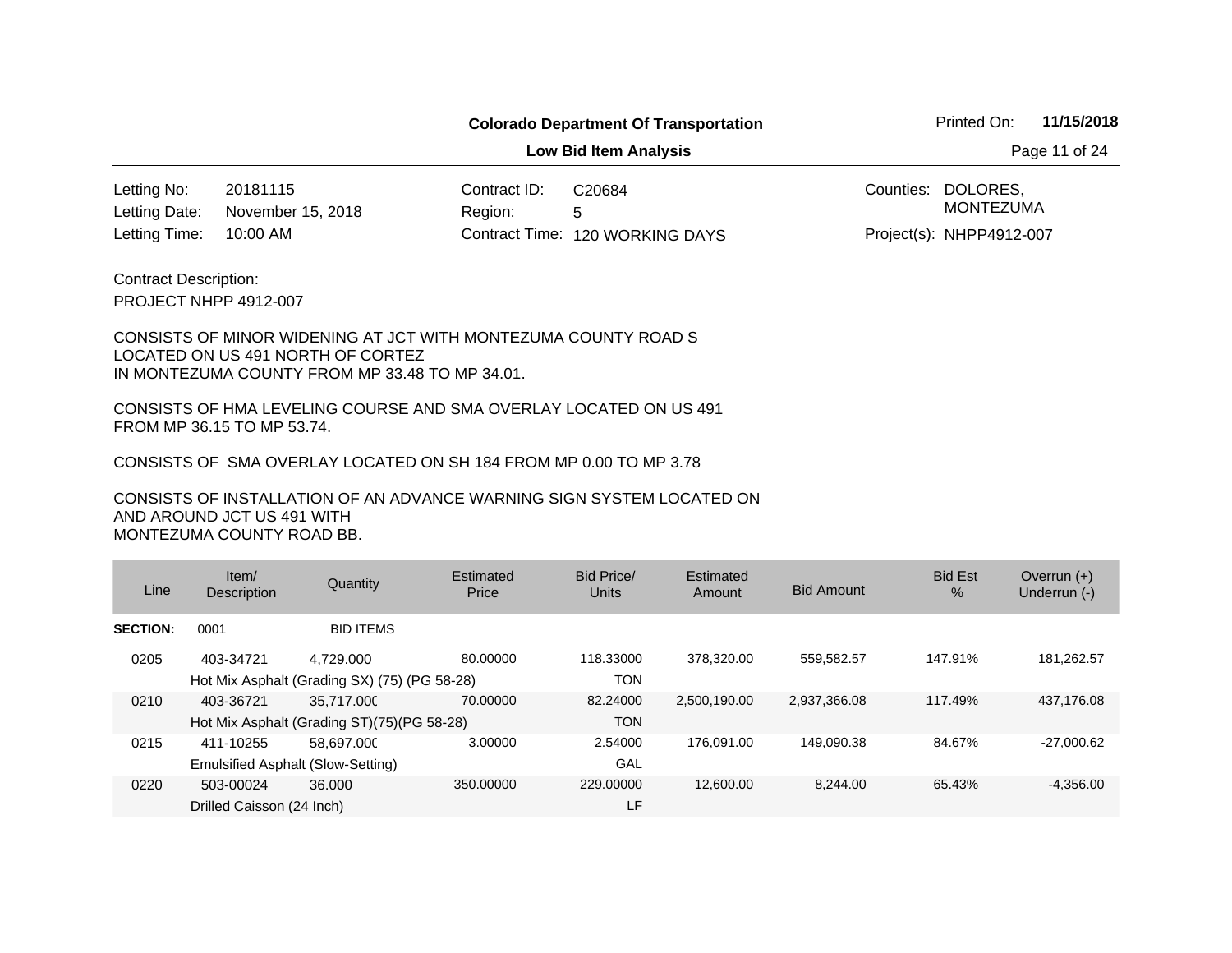**Colorado Department Of Transportation**

**Low Bid Item Analysis**

Printed On: **11/15/2018**

| | | | | | |
|---|---|---|---|---|---|
| Letting No: | 20181115 | Contract ID: | C20684 | Counties: | DOLORES, MONTEZUMA |
| Letting Date: | November 15, 2018 | Region: | 5 | | |
| Letting Time: | 10:00 AM | Contract Time: | 120 WORKING DAYS | Project(s): | NHPP4912-007 |

Contract Description:

PROJECT NHPP 4912-007

CONSISTS OF MINOR WIDENING AT JCT WITH MONTEZUMA COUNTY ROAD S LOCATED ON US 491 NORTH OF CORTEZ IN MONTEZUMA COUNTY FROM MP 33.48 TO MP 34.01.

CONSISTS OF HMA LEVELING COURSE AND SMA OVERLAY LOCATED ON US 491 FROM MP 36.15 TO MP 53.74.

CONSISTS OF SMA OVERLAY LOCATED ON SH 184 FROM MP 0.00 TO MP 3.78

CONSISTS OF INSTALLATION OF AN ADVANCE WARNING SIGN SYSTEM LOCATED ON AND AROUND JCT US 491 WITH MONTEZUMA COUNTY ROAD BB.

| Line | Item/ Description | Quantity | Estimated Price | Bid Price/ Units | Estimated Amount | Bid Amount | Bid Est % | Overrun (+) Underrun (-) |
|---|---|---|---|---|---|---|---|---|
| **SECTION:** | 0001 | BID ITEMS | | | | | | |
| 0205 | 403-34721 Hot Mix Asphalt (Grading SX) (75) (PG 58-28) | 4,729.000 | 80.00000 | 118.33000 TON | 378,320.00 | 559,582.57 | 147.91% | 181,262.57 |
| 0210 | 403-36721 Hot Mix Asphalt (Grading ST)(75)(PG 58-28) | 35,717.000 | 70.00000 | 82.24000 TON | 2,500,190.00 | 2,937,366.08 | 117.49% | 437,176.08 |
| 0215 | 411-10255 Emulsified Asphalt (Slow-Setting) | 58,697.000 | 3.00000 | 2.54000 GAL | 176,091.00 | 149,090.38 | 84.67% | -27,000.62 |
| 0220 | 503-00024 Drilled Caisson (24 Inch) | 36.000 | 350.00000 | 229.00000 LF | 12,600.00 | 8,244.00 | 65.43% | -4,356.00 |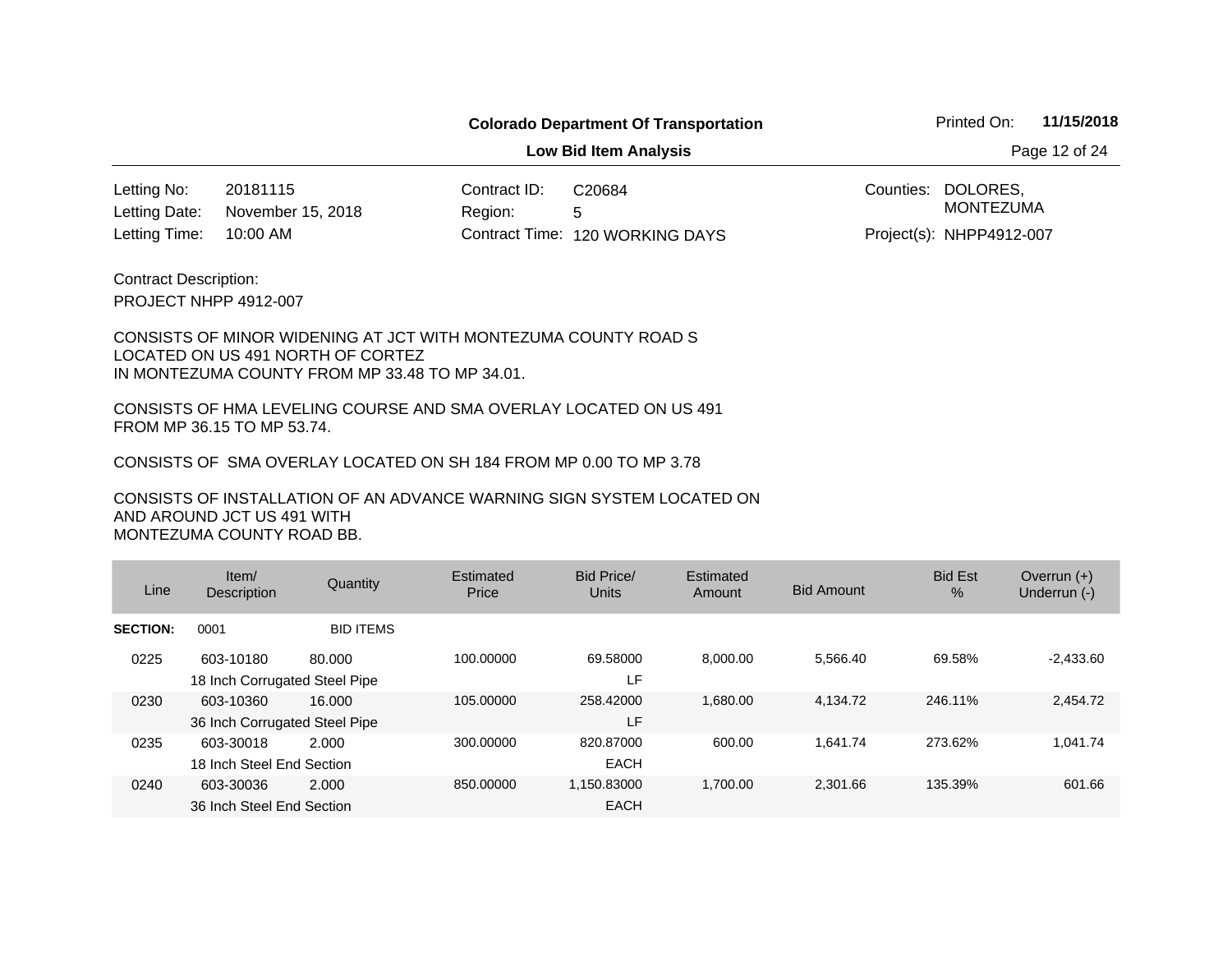**Colorado Department Of Transportation**

**Low Bid Item Analysis**

Printed On: **11/15/2018**

| | | | | | |
|---|---|---|---|---|---|
| Letting No: | 20181115 | Contract ID: | C20684 | Counties: | DOLORES, MONTEZUMA |
| Letting Date: | November 15, 2018 | Region: | 5 | | |
| Letting Time: | 10:00 AM | Contract Time: | 120 WORKING DAYS | Project(s): | NHPP4912-007 |

Contract Description:

PROJECT NHPP 4912-007

CONSISTS OF MINOR WIDENING AT JCT WITH MONTEZUMA COUNTY ROAD S LOCATED ON US 491 NORTH OF CORTEZ IN MONTEZUMA COUNTY FROM MP 33.48 TO MP 34.01.

CONSISTS OF HMA LEVELING COURSE AND SMA OVERLAY LOCATED ON US 491 FROM MP 36.15 TO MP 53.74.

CONSISTS OF SMA OVERLAY LOCATED ON SH 184 FROM MP 0.00 TO MP 3.78

CONSISTS OF INSTALLATION OF AN ADVANCE WARNING SIGN SYSTEM LOCATED ON AND AROUND JCT US 491 WITH MONTEZUMA COUNTY ROAD BB.

| Line | Item/ Description | Quantity | Estimated Price | Bid Price/ Units | Estimated Amount | Bid Amount | Bid Est % | Overrun (+) Underrun (-) |
|---|---|---|---|---|---|---|---|---|
| **SECTION:** | 0001 | BID ITEMS | | | | | | |
| 0225 | 603-10180 18 Inch Corrugated Steel Pipe | 80.000 | 100.00000 | 69.58000 LF | 8,000.00 | 5,566.40 | 69.58% | -2,433.60 |
| 0230 | 603-10360 36 Inch Corrugated Steel Pipe | 16.000 | 105.00000 | 258.42000 LF | 1,680.00 | 4,134.72 | 246.11% | 2,454.72 |
| 0235 | 603-30018 18 Inch Steel End Section | 2.000 | 300.00000 | 820.87000 EACH | 600.00 | 1,641.74 | 273.62% | 1,041.74 |
| 0240 | 603-30036 36 Inch Steel End Section | 2.000 | 850.00000 | 1,150.83000 EACH | 1,700.00 | 2,301.66 | 135.39% | 601.66 |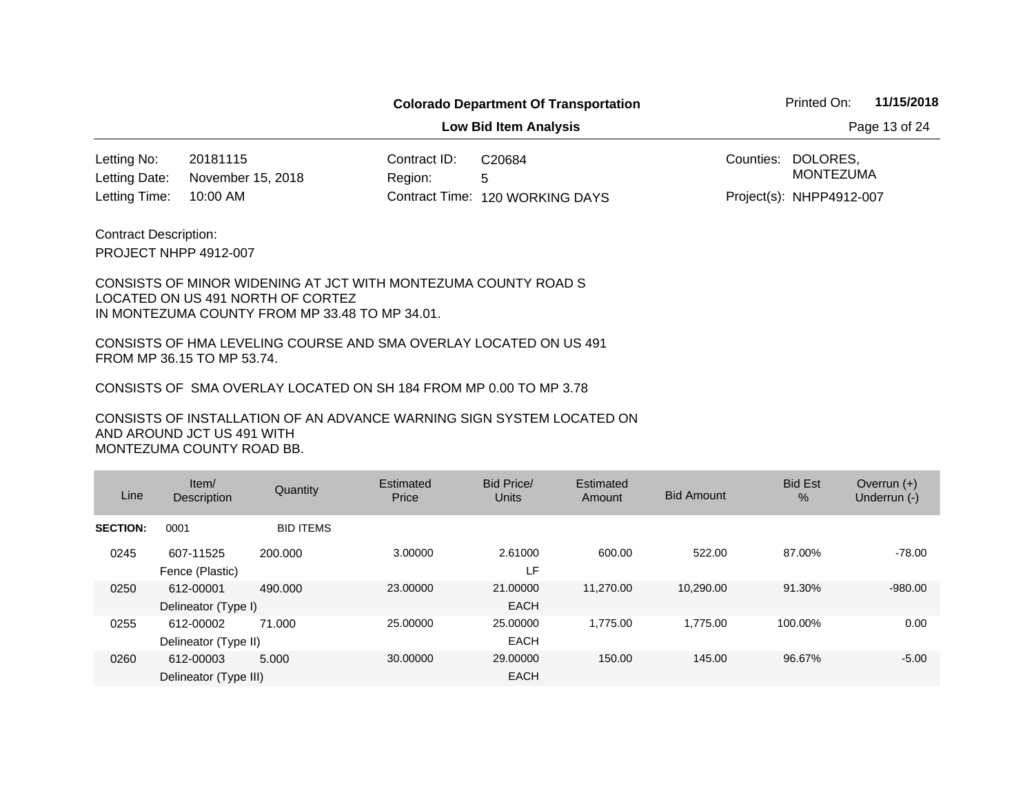**Colorado Department Of Transportation**

**Low Bid Item Analysis**

Printed On: **11/15/2018**

| | | | | | |
|---|---|---|---|---|---|
| Letting No: | 20181115 | Contract ID: | C20684 | Counties: | DOLORES, MONTEZUMA |
| Letting Date: | November 15, 2018 | Region: | 5 | | |
| Letting Time: | 10:00 AM | Contract Time: | 120 WORKING DAYS | Project(s): | NHPP4912-007 |

Contract Description:

PROJECT NHPP 4912-007

CONSISTS OF MINOR WIDENING AT JCT WITH MONTEZUMA COUNTY ROAD S LOCATED ON US 491 NORTH OF CORTEZ IN MONTEZUMA COUNTY FROM MP 33.48 TO MP 34.01.

CONSISTS OF HMA LEVELING COURSE AND SMA OVERLAY LOCATED ON US 491 FROM MP 36.15 TO MP 53.74.

CONSISTS OF SMA OVERLAY LOCATED ON SH 184 FROM MP 0.00 TO MP 3.78

CONSISTS OF INSTALLATION OF AN ADVANCE WARNING SIGN SYSTEM LOCATED ON AND AROUND JCT US 491 WITH MONTEZUMA COUNTY ROAD BB.

| Line | Item/ Description | Quantity | Estimated Price | Bid Price/ Units | Estimated Amount | Bid Amount | Bid Est % | Overrun (+) Underrun (-) |
|---|---|---|---|---|---|---|---|---|
| **SECTION:** | 0001 | BID ITEMS | | | | | | |
| 0245 | 607-11525 Fence (Plastic) | 200.000 | 3.00000 | 2.61000 LF | 600.00 | 522.00 | 87.00% | -78.00 |
| 0250 | 612-00001 Delineator (Type I) | 490.000 | 23.00000 | 21.00000 EACH | 11,270.00 | 10,290.00 | 91.30% | -980.00 |
| 0255 | 612-00002 Delineator (Type II) | 71.000 | 25.00000 | 25.00000 EACH | 1,775.00 | 1,775.00 | 100.00% | 0.00 |
| 0260 | 612-00003 Delineator (Type III) | 5.000 | 30.00000 | 29.00000 EACH | 150.00 | 145.00 | 96.67% | -5.00 |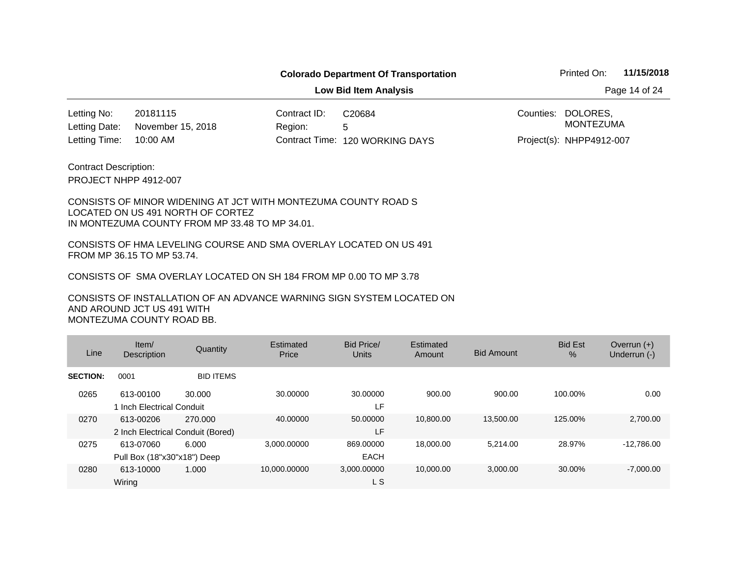**Colorado Department Of Transportation**

**Low Bid Item Analysis**

Printed On: **11/15/2018**

| | | | | | |
|---|---|---|---|---|---|
| Letting No: | 20181115 | Contract ID: | C20684 | Counties: | DOLORES, MONTEZUMA |
| Letting Date: | November 15, 2018 | Region: | 5 | | |
| Letting Time: | 10:00 AM | Contract Time: | 120 WORKING DAYS | Project(s): | NHPP4912-007 |

Contract Description:

PROJECT NHPP 4912-007

CONSISTS OF MINOR WIDENING AT JCT WITH MONTEZUMA COUNTY ROAD S LOCATED ON US 491 NORTH OF CORTEZ IN MONTEZUMA COUNTY FROM MP 33.48 TO MP 34.01.

CONSISTS OF HMA LEVELING COURSE AND SMA OVERLAY LOCATED ON US 491 FROM MP 36.15 TO MP 53.74.

CONSISTS OF SMA OVERLAY LOCATED ON SH 184 FROM MP 0.00 TO MP 3.78

CONSISTS OF INSTALLATION OF AN ADVANCE WARNING SIGN SYSTEM LOCATED ON AND AROUND JCT US 491 WITH MONTEZUMA COUNTY ROAD BB.

| Line | Item/ Description | Quantity | Estimated Price | Bid Price/ Units | Estimated Amount | Bid Amount | Bid Est % | Overrun (+) Underrun (-) |
|---|---|---|---|---|---|---|---|---|
| **SECTION:** | 0001 | BID ITEMS | | | | | | |
| 0265 | 613-00100 1 Inch Electrical Conduit | 30.000 | 30.00000 | 30.00000 LF | 900.00 | 900.00 | 100.00% | 0.00 |
| 0270 | 613-00206 2 Inch Electrical Conduit (Bored) | 270.000 | 40.00000 | 50.00000 LF | 10,800.00 | 13,500.00 | 125.00% | 2,700.00 |
| 0275 | 613-07060 Pull Box (18"x30"x18") Deep | 6.000 | 3,000.00000 | 869.00000 EACH | 18,000.00 | 5,214.00 | 28.97% | -12,786.00 |
| 0280 | 613-10000 Wiring | 1.000 | 10,000.00000 | 3,000.00000 L S | 10,000.00 | 3,000.00 | 30.00% | -7,000.00 |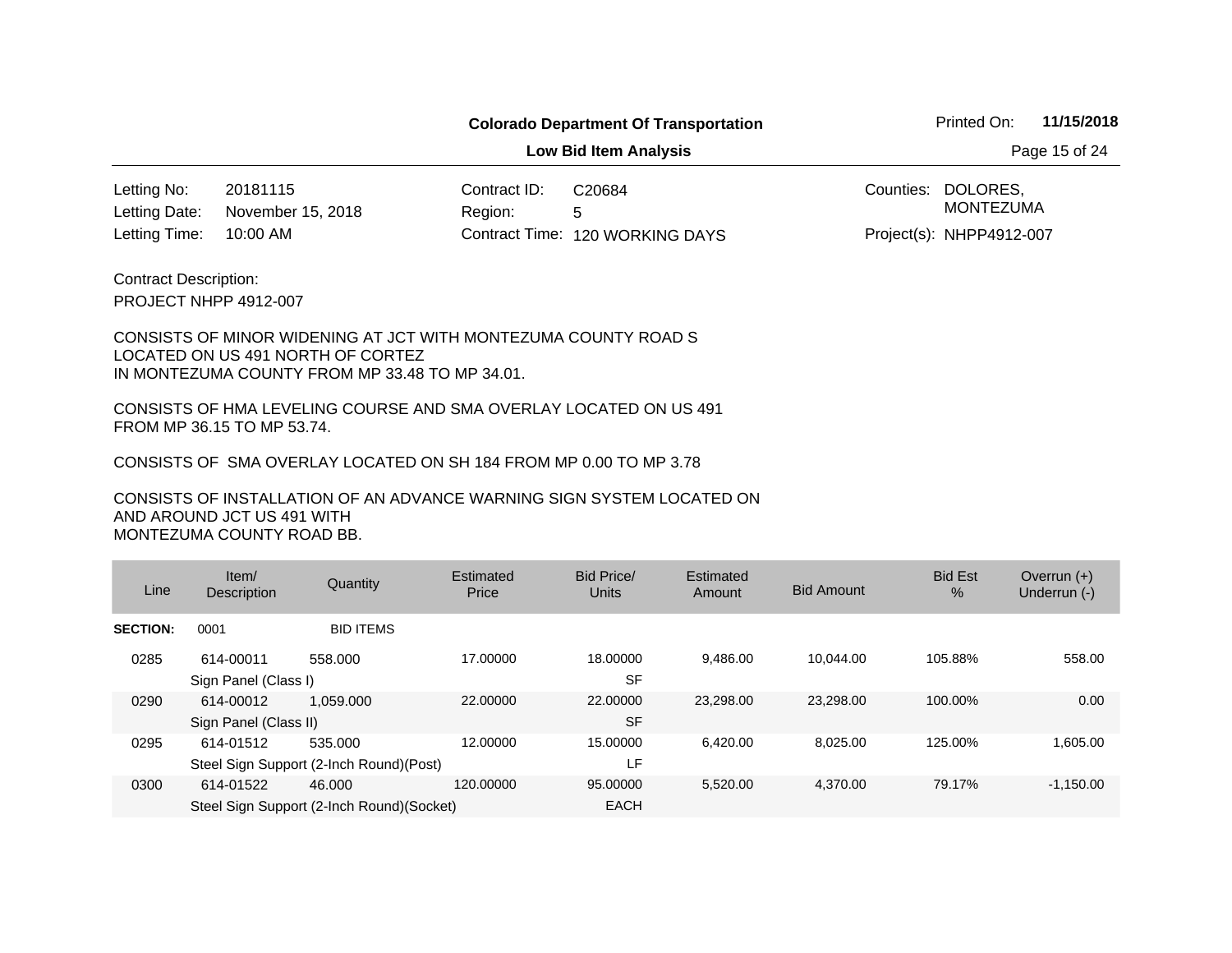**Colorado Department Of Transportation**

**Low Bid Item Analysis**

Printed On: **11/15/2018**

| | | | | | |
|---|---|---|---|---|---|
| Letting No: | 20181115 | Contract ID: | C20684 | Counties: | DOLORES, MONTEZUMA |
| Letting Date: | November 15, 2018 | Region: | 5 | | |
| Letting Time: | 10:00 AM | Contract Time: | 120 WORKING DAYS | Project(s): | NHPP4912-007 |

Contract Description:

PROJECT NHPP 4912-007

CONSISTS OF MINOR WIDENING AT JCT WITH MONTEZUMA COUNTY ROAD S LOCATED ON US 491 NORTH OF CORTEZ IN MONTEZUMA COUNTY FROM MP 33.48 TO MP 34.01.

CONSISTS OF HMA LEVELING COURSE AND SMA OVERLAY LOCATED ON US 491 FROM MP 36.15 TO MP 53.74.

CONSISTS OF SMA OVERLAY LOCATED ON SH 184 FROM MP 0.00 TO MP 3.78

CONSISTS OF INSTALLATION OF AN ADVANCE WARNING SIGN SYSTEM LOCATED ON AND AROUND JCT US 491 WITH MONTEZUMA COUNTY ROAD BB.

| Line | Item/ Description | Quantity | Estimated Price | Bid Price/ Units | Estimated Amount | Bid Amount | Bid Est % | Overrun (+) Underrun (-) |
|---|---|---|---|---|---|---|---|---|
| **SECTION:** | 0001 | BID ITEMS | | | | | | |
| 0285 | 614-00011 Sign Panel (Class I) | 558.000 | 17.00000 | 18.00000 SF | 9,486.00 | 10,044.00 | 105.88% | 558.00 |
| 0290 | 614-00012 Sign Panel (Class II) | 1,059.000 | 22.00000 | 22.00000 SF | 23,298.00 | 23,298.00 | 100.00% | 0.00 |
| 0295 | 614-01512 Steel Sign Support (2-Inch Round)(Post) | 535.000 | 12.00000 | 15.00000 LF | 6,420.00 | 8,025.00 | 125.00% | 1,605.00 |
| 0300 | 614-01522 Steel Sign Support (2-Inch Round)(Socket) | 46.000 | 120.00000 | 95.00000 EACH | 5,520.00 | 4,370.00 | 79.17% | -1,150.00 |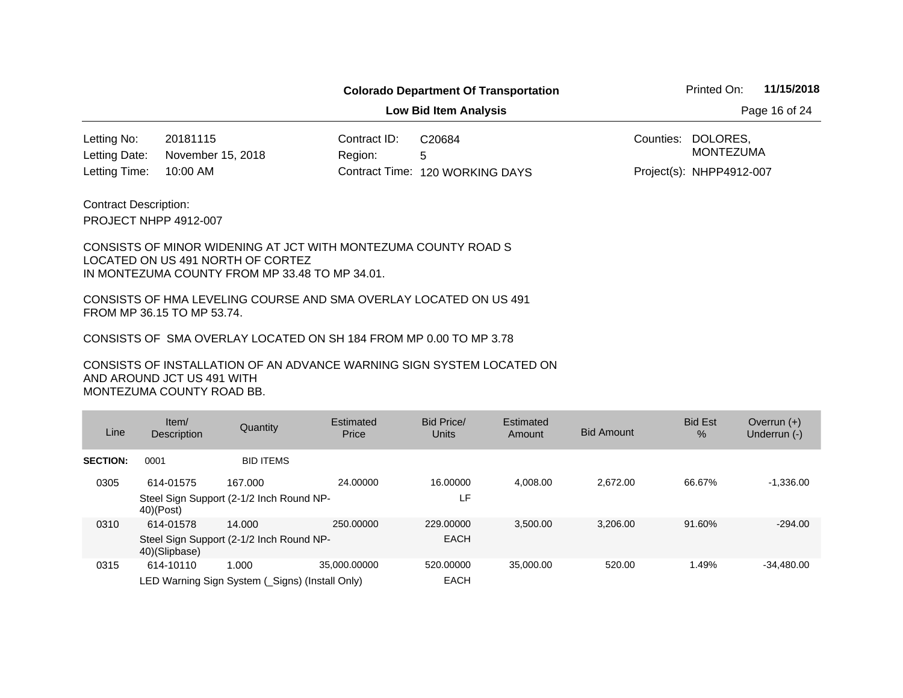**Colorado Department Of Transportation**

**Low Bid Item Analysis**

Printed On: **11/15/2018**

| | | | | | |
|---|---|---|---|---|---|
| Letting No: | 20181115 | Contract ID: | C20684 | Counties: | DOLORES, MONTEZUMA |
| Letting Date: | November 15, 2018 | Region: | 5 | | |
| Letting Time: | 10:00 AM | Contract Time: | 120 WORKING DAYS | Project(s): | NHPP4912-007 |

Contract Description:

PROJECT NHPP 4912-007

CONSISTS OF MINOR WIDENING AT JCT WITH MONTEZUMA COUNTY ROAD S LOCATED ON US 491 NORTH OF CORTEZ IN MONTEZUMA COUNTY FROM MP 33.48 TO MP 34.01.

CONSISTS OF HMA LEVELING COURSE AND SMA OVERLAY LOCATED ON US 491 FROM MP 36.15 TO MP 53.74.

CONSISTS OF SMA OVERLAY LOCATED ON SH 184 FROM MP 0.00 TO MP 3.78

CONSISTS OF INSTALLATION OF AN ADVANCE WARNING SIGN SYSTEM LOCATED ON AND AROUND JCT US 491 WITH MONTEZUMA COUNTY ROAD BB.

| Line | Item/ Description | Quantity | Estimated Price | Bid Price/ Units | Estimated Amount | Bid Amount | Bid Est % | Overrun (+) Underrun (-) |
|---|---|---|---|---|---|---|---|---|
| **SECTION:** | 0001 | BID ITEMS | | | | | | |
| 0305 | 614-01575 | 167.000 | 24.00000 | 16.00000 | 4,008.00 | 2,672.00 | 66.67% | -1,336.00 |
| | Steel Sign Support (2-1/2 Inch Round NP-40)(Post) | | | LF | | | | |
| 0310 | 614-01578 | 14.000 | 250.00000 | 229.00000 | 3,500.00 | 3,206.00 | 91.60% | -294.00 |
| | Steel Sign Support (2-1/2 Inch Round NP-40)(Slipbase) | | | EACH | | | | |
| 0315 | 614-10110 | 1.000 | 35,000.00000 | 520.00000 | 35,000.00 | 520.00 | 1.49% | -34,480.00 |
| | LED Warning Sign System (_Signs) (Install Only) | | | EACH | | | | |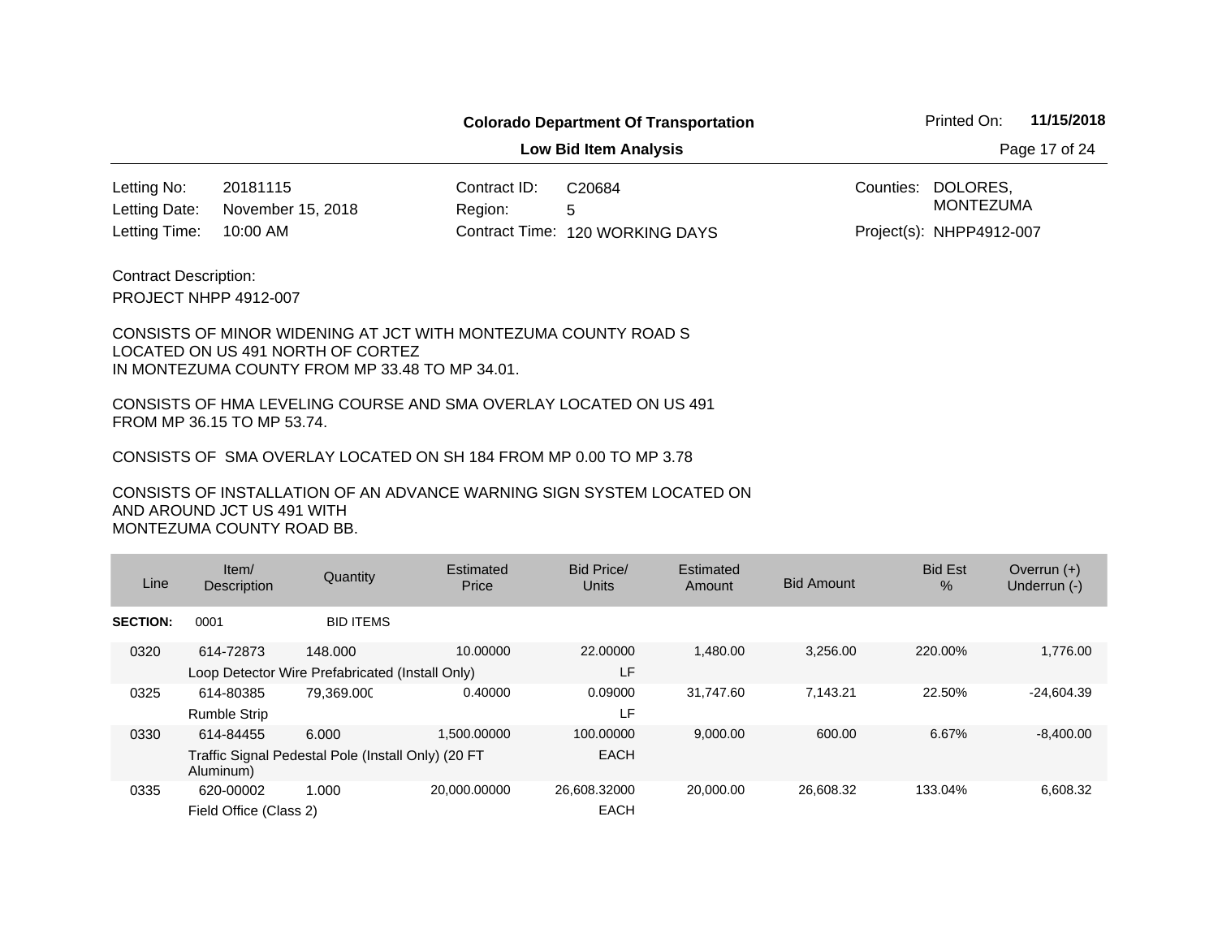**Colorado Department Of Transportation**

**Low Bid Item Analysis**

Printed On: **11/15/2018**

| | | | | | |
|---|---|---|---|---|---|
| Letting No: | 20181115 | Contract ID: | C20684 | Counties: | DOLORES, MONTEZUMA |
| Letting Date: | November 15, 2018 | Region: | 5 | | |
| Letting Time: | 10:00 AM | Contract Time: | 120 WORKING DAYS | Project(s): | NHPP4912-007 |

Contract Description:

PROJECT NHPP 4912-007

CONSISTS OF MINOR WIDENING AT JCT WITH MONTEZUMA COUNTY ROAD S LOCATED ON US 491 NORTH OF CORTEZ IN MONTEZUMA COUNTY FROM MP 33.48 TO MP 34.01.

CONSISTS OF HMA LEVELING COURSE AND SMA OVERLAY LOCATED ON US 491 FROM MP 36.15 TO MP 53.74.

CONSISTS OF SMA OVERLAY LOCATED ON SH 184 FROM MP 0.00 TO MP 3.78

CONSISTS OF INSTALLATION OF AN ADVANCE WARNING SIGN SYSTEM LOCATED ON AND AROUND JCT US 491 WITH MONTEZUMA COUNTY ROAD BB.

| Line | Item/ Description | Quantity | Estimated Price | Bid Price/ Units | Estimated Amount | Bid Amount | Bid Est % | Overrun (+) Underrun (-) |
|---|---|---|---|---|---|---|---|---|
| **SECTION:** | 0001 | BID ITEMS | | | | | | |
| 0320 | 614-72873 | 148.000 | 10.00000 | 22.00000 | 1,480.00 | 3,256.00 | 220.00% | 1,776.00 |
| | Loop Detector Wire Prefabricated (Install Only) | | | LF | | | | |
| 0325 | 614-80385 | 79,369.000 | 0.40000 | 0.09000 | 31,747.60 | 7,143.21 | 22.50% | -24,604.39 |
| | Rumble Strip | | | LF | | | | |
| 0330 | 614-84455 | 6.000 | 1,500.00000 | 100.00000 | 9,000.00 | 600.00 | 6.67% | -8,400.00 |
| | Traffic Signal Pedestal Pole (Install Only) (20 FT Aluminum) | | | EACH | | | | |
| 0335 | 620-00002 | 1.000 | 20,000.00000 | 26,608.32000 | 20,000.00 | 26,608.32 | 133.04% | 6,608.32 |
| | Field Office (Class 2) | | | EACH | | | | |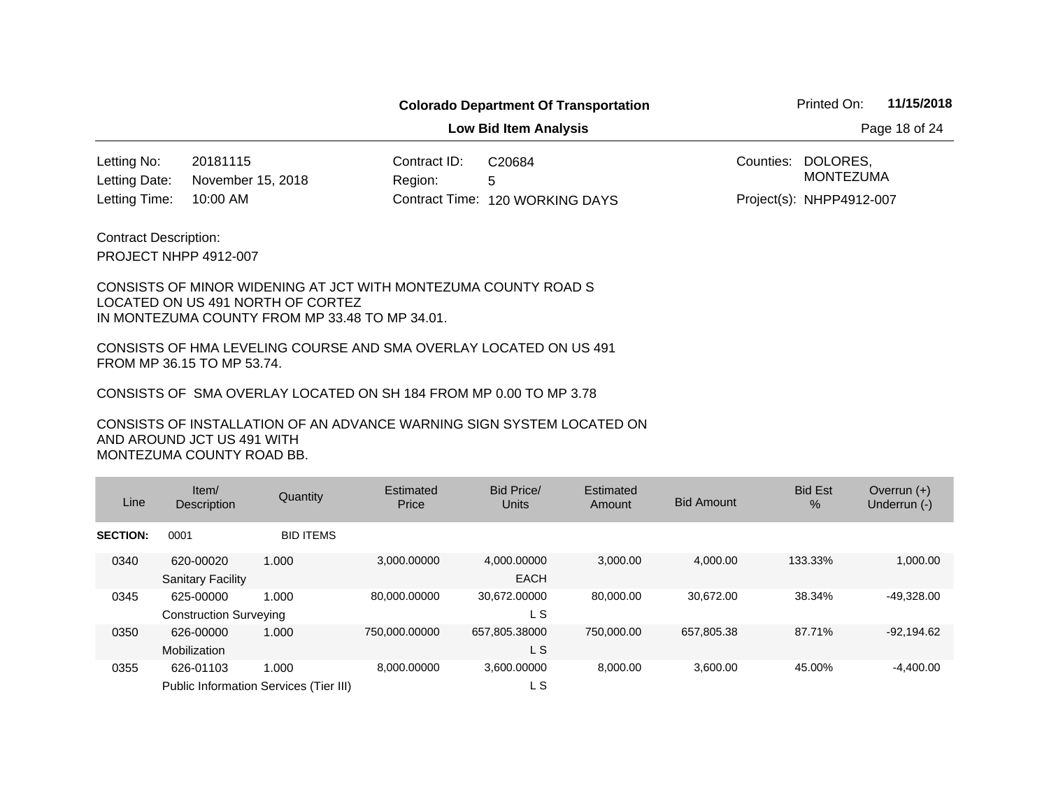**Colorado Department Of Transportation**

**Low Bid Item Analysis**

Printed On: **11/15/2018**

| | | | | | |
|---|---|---|---|---|---|
| Letting No: | 20181115 | Contract ID: | C20684 | Counties: | DOLORES, MONTEZUMA |
| Letting Date: | November 15, 2018 | Region: | 5 | | |
| Letting Time: | 10:00 AM | Contract Time: | 120 WORKING DAYS | Project(s): | NHPP4912-007 |

Contract Description:

PROJECT NHPP 4912-007

CONSISTS OF MINOR WIDENING AT JCT WITH MONTEZUMA COUNTY ROAD S LOCATED ON US 491 NORTH OF CORTEZ IN MONTEZUMA COUNTY FROM MP 33.48 TO MP 34.01.

CONSISTS OF HMA LEVELING COURSE AND SMA OVERLAY LOCATED ON US 491 FROM MP 36.15 TO MP 53.74.

CONSISTS OF SMA OVERLAY LOCATED ON SH 184 FROM MP 0.00 TO MP 3.78

CONSISTS OF INSTALLATION OF AN ADVANCE WARNING SIGN SYSTEM LOCATED ON AND AROUND JCT US 491 WITH MONTEZUMA COUNTY ROAD BB.

| Line | Item/ Description | Quantity | Estimated Price | Bid Price/ Units | Estimated Amount | Bid Amount | Bid Est % | Overrun (+) Underrun (-) |
|---|---|---|---|---|---|---|---|---|
| **SECTION:** | 0001 | BID ITEMS | | | | | | |
| 0340 | 620-00020 Sanitary Facility | 1.000 | 3,000.00000 | 4,000.00000 EACH | 3,000.00 | 4,000.00 | 133.33% | 1,000.00 |
| 0345 | 625-00000 Construction Surveying | 1.000 | 80,000.00000 | 30,672.00000 L S | 80,000.00 | 30,672.00 | 38.34% | -49,328.00 |
| 0350 | 626-00000 Mobilization | 1.000 | 750,000.00000 | 657,805.38000 L S | 750,000.00 | 657,805.38 | 87.71% | -92,194.62 |
| 0355 | 626-01103 Public Information Services (Tier III) | 1.000 | 8,000.00000 | 3,600.00000 L S | 8,000.00 | 3,600.00 | 45.00% | -4,400.00 |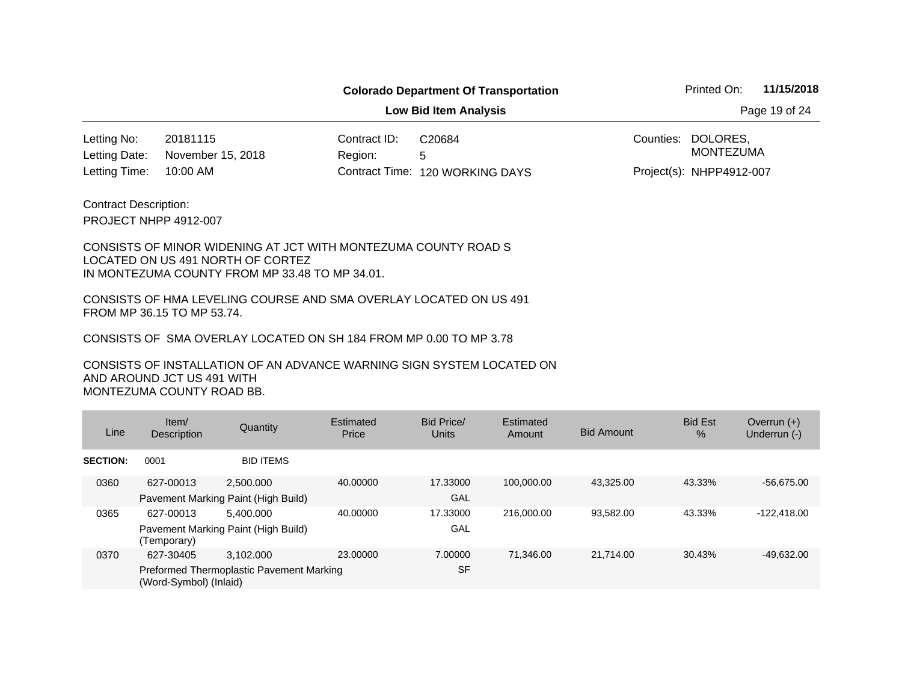**Colorado Department Of Transportation**

**Low Bid Item Analysis**

Printed On: **11/15/2018**

| | | | | | |
|---|---|---|---|---|---|
| Letting No: | 20181115 | Contract ID: | C20684 | Counties: | DOLORES, MONTEZUMA |
| Letting Date: | November 15, 2018 | Region: | 5 | | |
| Letting Time: | 10:00 AM | Contract Time: | 120 WORKING DAYS | Project(s): | NHPP4912-007 |

Contract Description:

PROJECT NHPP 4912-007

CONSISTS OF MINOR WIDENING AT JCT WITH MONTEZUMA COUNTY ROAD S LOCATED ON US 491 NORTH OF CORTEZ IN MONTEZUMA COUNTY FROM MP 33.48 TO MP 34.01.

CONSISTS OF HMA LEVELING COURSE AND SMA OVERLAY LOCATED ON US 491 FROM MP 36.15 TO MP 53.74.

CONSISTS OF SMA OVERLAY LOCATED ON SH 184 FROM MP 0.00 TO MP 3.78

CONSISTS OF INSTALLATION OF AN ADVANCE WARNING SIGN SYSTEM LOCATED ON AND AROUND JCT US 491 WITH MONTEZUMA COUNTY ROAD BB.

| Line | Item/ Description | Quantity | Estimated Price | Bid Price/ Units | Estimated Amount | Bid Amount | Bid Est % | Overrun (+) Underrun (-) |
|---|---|---|---|---|---|---|---|---|
| **SECTION:** | 0001 | BID ITEMS | | | | | | |
| 0360 | 627-00013 Pavement Marking Paint (High Build) | 2,500.000 | 40.00000 | 17.33000 GAL | 100,000.00 | 43,325.00 | 43.33% | -56,675.00 |
| 0365 | 627-00013 Pavement Marking Paint (High Build) (Temporary) | 5,400.000 | 40.00000 | 17.33000 GAL | 216,000.00 | 93,582.00 | 43.33% | -122,418.00 |
| 0370 | 627-30405 Preformed Thermoplastic Pavement Marking (Word-Symbol) (Inlaid) | 3,102.000 | 23.00000 | 7.00000 SF | 71,346.00 | 21,714.00 | 30.43% | -49,632.00 |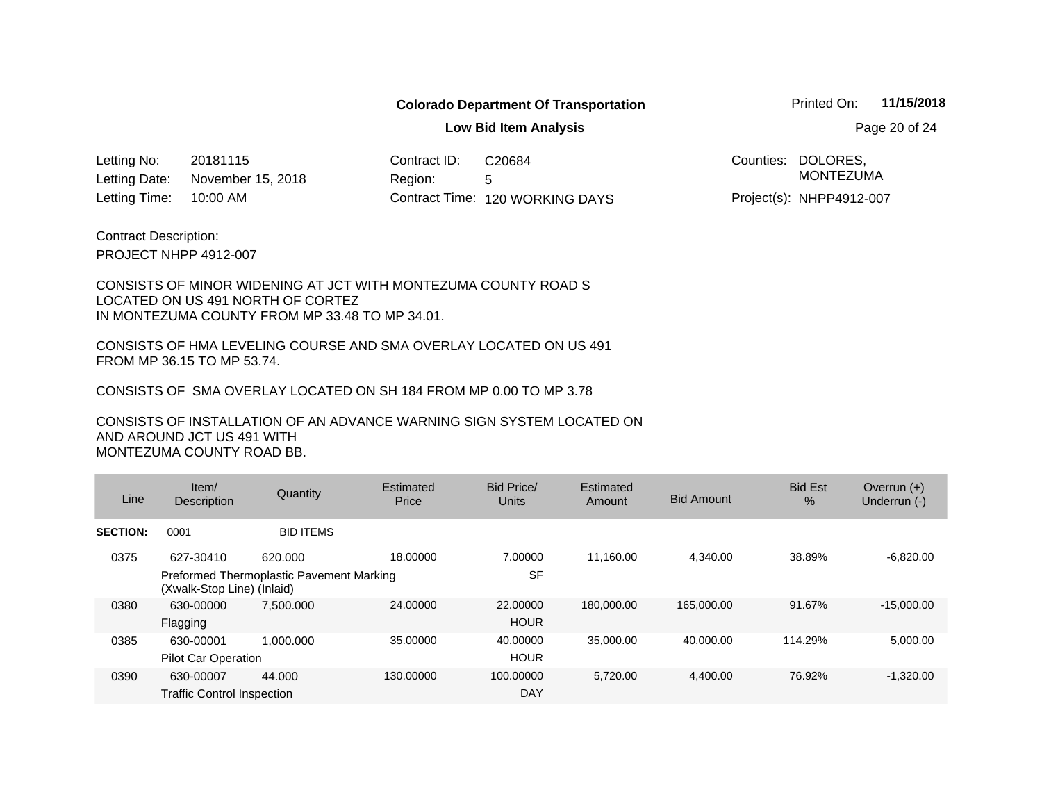**Colorado Department Of Transportation**

**Low Bid Item Analysis**

Printed On: **11/15/2018**

| | | | | | |
|---|---|---|---|---|---|
| Letting No: | 20181115 | Contract ID: | C20684 | Counties: | DOLORES, MONTEZUMA |
| Letting Date: | November 15, 2018 | Region: | 5 | | |
| Letting Time: | 10:00 AM | Contract Time: | 120 WORKING DAYS | Project(s): | NHPP4912-007 |

Contract Description:

PROJECT NHPP 4912-007

CONSISTS OF MINOR WIDENING AT JCT WITH MONTEZUMA COUNTY ROAD S LOCATED ON US 491 NORTH OF CORTEZ IN MONTEZUMA COUNTY FROM MP 33.48 TO MP 34.01.

CONSISTS OF HMA LEVELING COURSE AND SMA OVERLAY LOCATED ON US 491 FROM MP 36.15 TO MP 53.74.

CONSISTS OF SMA OVERLAY LOCATED ON SH 184 FROM MP 0.00 TO MP 3.78

CONSISTS OF INSTALLATION OF AN ADVANCE WARNING SIGN SYSTEM LOCATED ON AND AROUND JCT US 491 WITH MONTEZUMA COUNTY ROAD BB.

| Line | Item/ Description | Quantity | Estimated Price | Bid Price/ Units | Estimated Amount | Bid Amount | Bid Est % | Overrun (+) Underrun (-) |
|---|---|---|---|---|---|---|---|---|
| **SECTION:** | 0001 | BID ITEMS | | | | | | |
| 0375 | 627-30410 Preformed Thermoplastic Pavement Marking (Xwalk-Stop Line) (Inlaid) | 620.000 | 18.00000 | 7.00000 SF | 11,160.00 | 4,340.00 | 38.89% | -6,820.00 |
| 0380 | 630-00000 Flagging | 7,500.000 | 24.00000 | 22.00000 HOUR | 180,000.00 | 165,000.00 | 91.67% | -15,000.00 |
| 0385 | 630-00001 Pilot Car Operation | 1,000.000 | 35.00000 | 40.00000 HOUR | 35,000.00 | 40,000.00 | 114.29% | 5,000.00 |
| 0390 | 630-00007 Traffic Control Inspection | 44.000 | 130.00000 | 100.00000 DAY | 5,720.00 | 4,400.00 | 76.92% | -1,320.00 |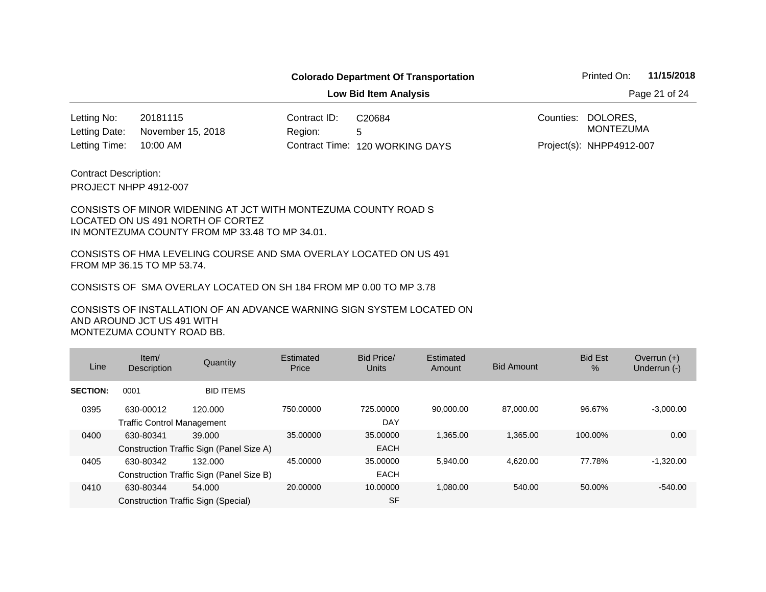**Colorado Department Of Transportation**

**Low Bid Item Analysis**

Printed On: **11/15/2018**

| | | | | | |
|---|---|---|---|---|---|
| Letting No: | 20181115 | Contract ID: | C20684 | Counties: | DOLORES, MONTEZUMA |
| Letting Date: | November 15, 2018 | Region: | 5 | | |
| Letting Time: | 10:00 AM | Contract Time: | 120 WORKING DAYS | Project(s): | NHPP4912-007 |

Contract Description:

PROJECT NHPP 4912-007

CONSISTS OF MINOR WIDENING AT JCT WITH MONTEZUMA COUNTY ROAD S LOCATED ON US 491 NORTH OF CORTEZ IN MONTEZUMA COUNTY FROM MP 33.48 TO MP 34.01.

CONSISTS OF HMA LEVELING COURSE AND SMA OVERLAY LOCATED ON US 491 FROM MP 36.15 TO MP 53.74.

CONSISTS OF SMA OVERLAY LOCATED ON SH 184 FROM MP 0.00 TO MP 3.78

CONSISTS OF INSTALLATION OF AN ADVANCE WARNING SIGN SYSTEM LOCATED ON AND AROUND JCT US 491 WITH MONTEZUMA COUNTY ROAD BB.

| Line | Item/ Description | Quantity | Estimated Price | Bid Price/ Units | Estimated Amount | Bid Amount | Bid Est % | Overrun (+) Underrun (-) |
|---|---|---|---|---|---|---|---|---|
| **SECTION:** | 0001 | BID ITEMS | | | | | | |
| 0395 | 630-00012 Traffic Control Management | 120.000 | 750.00000 | 725.00000 DAY | 90,000.00 | 87,000.00 | 96.67% | -3,000.00 |
| 0400 | 630-80341 Construction Traffic Sign (Panel Size A) | 39.000 | 35.00000 | 35.00000 EACH | 1,365.00 | 1,365.00 | 100.00% | 0.00 |
| 0405 | 630-80342 Construction Traffic Sign (Panel Size B) | 132.000 | 45.00000 | 35.00000 EACH | 5,940.00 | 4,620.00 | 77.78% | -1,320.00 |
| 0410 | 630-80344 Construction Traffic Sign (Special) | 54.000 | 20.00000 | 10.00000 SF | 1,080.00 | 540.00 | 50.00% | -540.00 |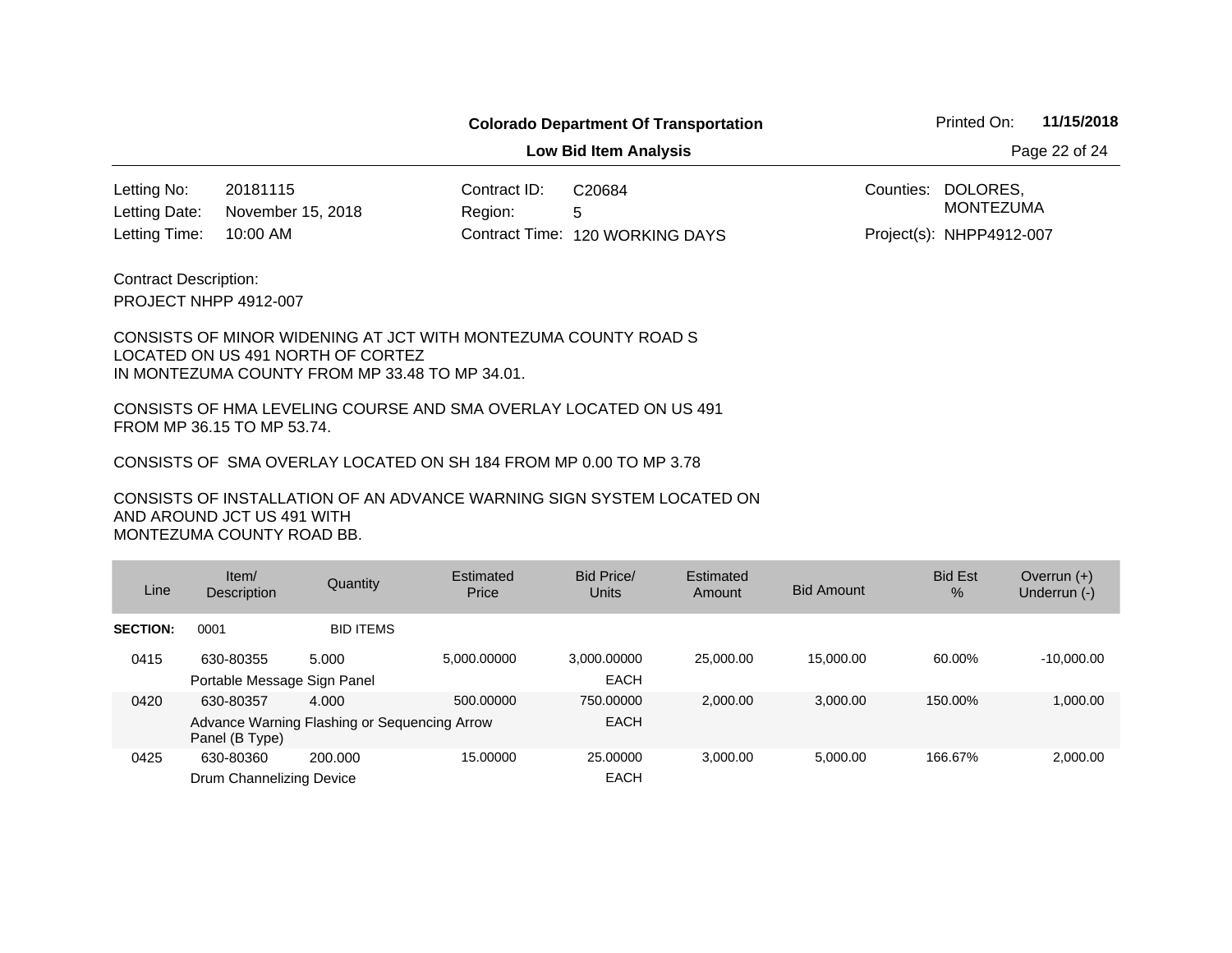**Colorado Department Of Transportation**

**Low Bid Item Analysis**

Printed On: **11/15/2018**

| | | | | | |
|---|---|---|---|---|---|
| Letting No: | 20181115 | Contract ID: | C20684 | Counties: | DOLORES, MONTEZUMA |
| Letting Date: | November 15, 2018 | Region: | 5 | | |
| Letting Time: | 10:00 AM | Contract Time: | 120 WORKING DAYS | Project(s): | NHPP4912-007 |

Contract Description:

PROJECT NHPP 4912-007

CONSISTS OF MINOR WIDENING AT JCT WITH MONTEZUMA COUNTY ROAD S LOCATED ON US 491 NORTH OF CORTEZ IN MONTEZUMA COUNTY FROM MP 33.48 TO MP 34.01.

CONSISTS OF HMA LEVELING COURSE AND SMA OVERLAY LOCATED ON US 491 FROM MP 36.15 TO MP 53.74.

CONSISTS OF SMA OVERLAY LOCATED ON SH 184 FROM MP 0.00 TO MP 3.78

CONSISTS OF INSTALLATION OF AN ADVANCE WARNING SIGN SYSTEM LOCATED ON AND AROUND JCT US 491 WITH MONTEZUMA COUNTY ROAD BB.

| Line | Item/ Description | Quantity | Estimated Price | Bid Price/ Units | Estimated Amount | Bid Amount | Bid Est % | Overrun (+) Underrun (-) |
|---|---|---|---|---|---|---|---|---|
| **SECTION:** | 0001 | BID ITEMS | | | | | | |
| 0415 | 630-80355 | 5.000 | 5,000.00000 | 3,000.00000 | 25,000.00 | 15,000.00 | 60.00% | -10,000.00 |
| | Portable Message Sign Panel | | | EACH | | | | |
| 0420 | 630-80357 | 4.000 | 500.00000 | 750.00000 | 2,000.00 | 3,000.00 | 150.00% | 1,000.00 |
| | Advance Warning Flashing or Sequencing Arrow Panel (B Type) | | | EACH | | | | |
| 0425 | 630-80360 | 200.000 | 15.00000 | 25.00000 | 3,000.00 | 5,000.00 | 166.67% | 2,000.00 |
| | Drum Channelizing Device | | | EACH | | | | |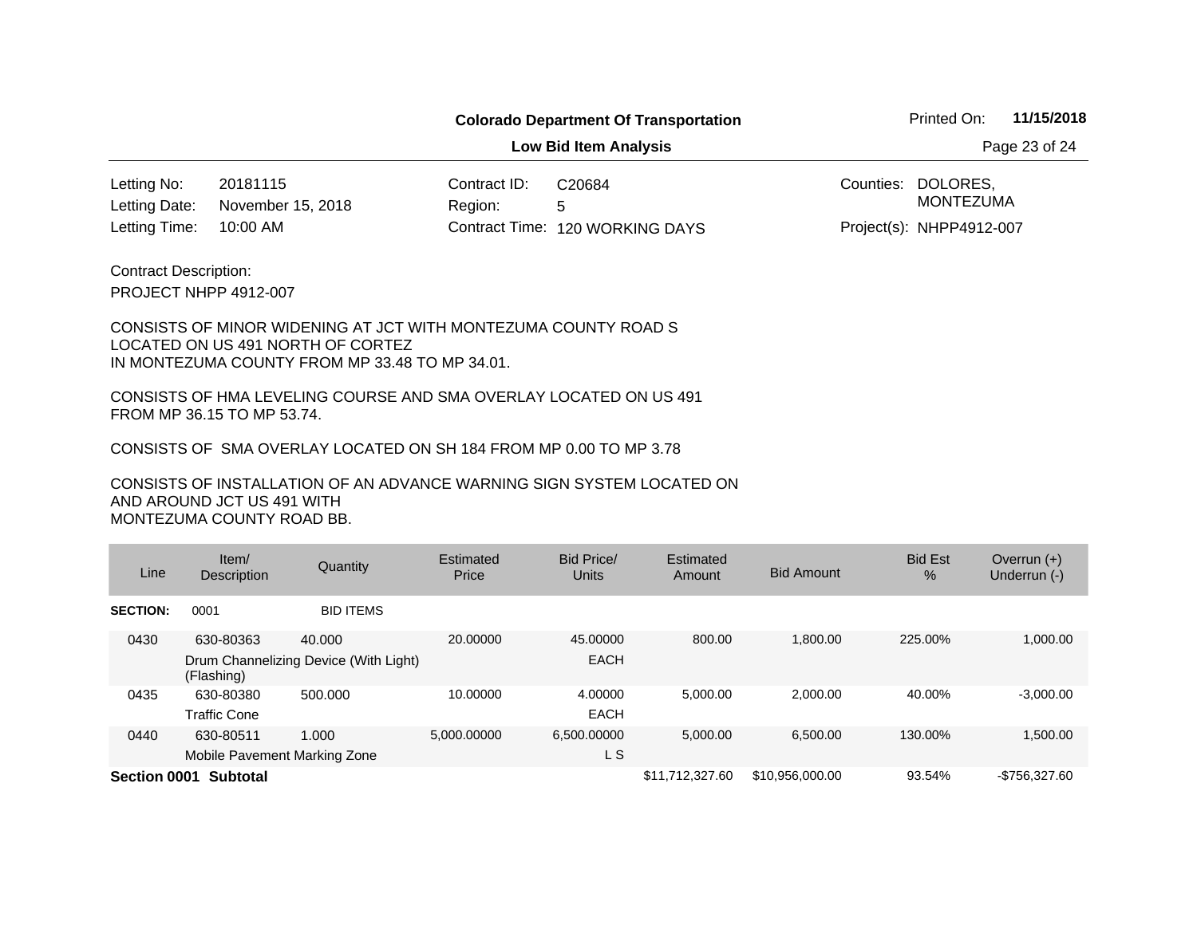**Colorado Department Of Transportation**

**Low Bid Item Analysis**

Printed On: **11/15/2018**

| | | | | | |
|---|---|---|---|---|---|
| Letting No: | 20181115 | Contract ID: | C20684 | Counties: | DOLORES, MONTEZUMA |
| Letting Date: | November 15, 2018 | Region: | 5 | | |
| Letting Time: | 10:00 AM | Contract Time: | 120 WORKING DAYS | Project(s): | NHPP4912-007 |

Contract Description:

PROJECT NHPP 4912-007

CONSISTS OF MINOR WIDENING AT JCT WITH MONTEZUMA COUNTY ROAD S LOCATED ON US 491 NORTH OF CORTEZ IN MONTEZUMA COUNTY FROM MP 33.48 TO MP 34.01.

CONSISTS OF HMA LEVELING COURSE AND SMA OVERLAY LOCATED ON US 491 FROM MP 36.15 TO MP 53.74.

CONSISTS OF SMA OVERLAY LOCATED ON SH 184 FROM MP 0.00 TO MP 3.78

CONSISTS OF INSTALLATION OF AN ADVANCE WARNING SIGN SYSTEM LOCATED ON AND AROUND JCT US 491 WITH MONTEZUMA COUNTY ROAD BB.

| Line | Item/ Description | Quantity | Estimated Price | Bid Price/ Units | Estimated Amount | Bid Amount | Bid Est % | Overrun (+) Underrun (-) |
|---|---|---|---|---|---|---|---|---|
| **SECTION:** | 0001 | BID ITEMS | | | | | | |
| 0430 | 630-80363 Drum Channelizing Device (With Light) (Flashing) | 40.000 | 20.00000 | 45.00000 EACH | 800.00 | 1,800.00 | 225.00% | 1,000.00 |
| 0435 | 630-80380 Traffic Cone | 500.000 | 10.00000 | 4.00000 EACH | 5,000.00 | 2,000.00 | 40.00% | -3,000.00 |
| 0440 | 630-80511 Mobile Pavement Marking Zone | 1.000 | 5,000.00000 | 6,500.00000 L S | 5,000.00 | 6,500.00 | 130.00% | 1,500.00 |
| **Section 0001 Subtotal** | | | | | $11,712,327.60 | $10,956,000.00 | 93.54% | -$756,327.60 |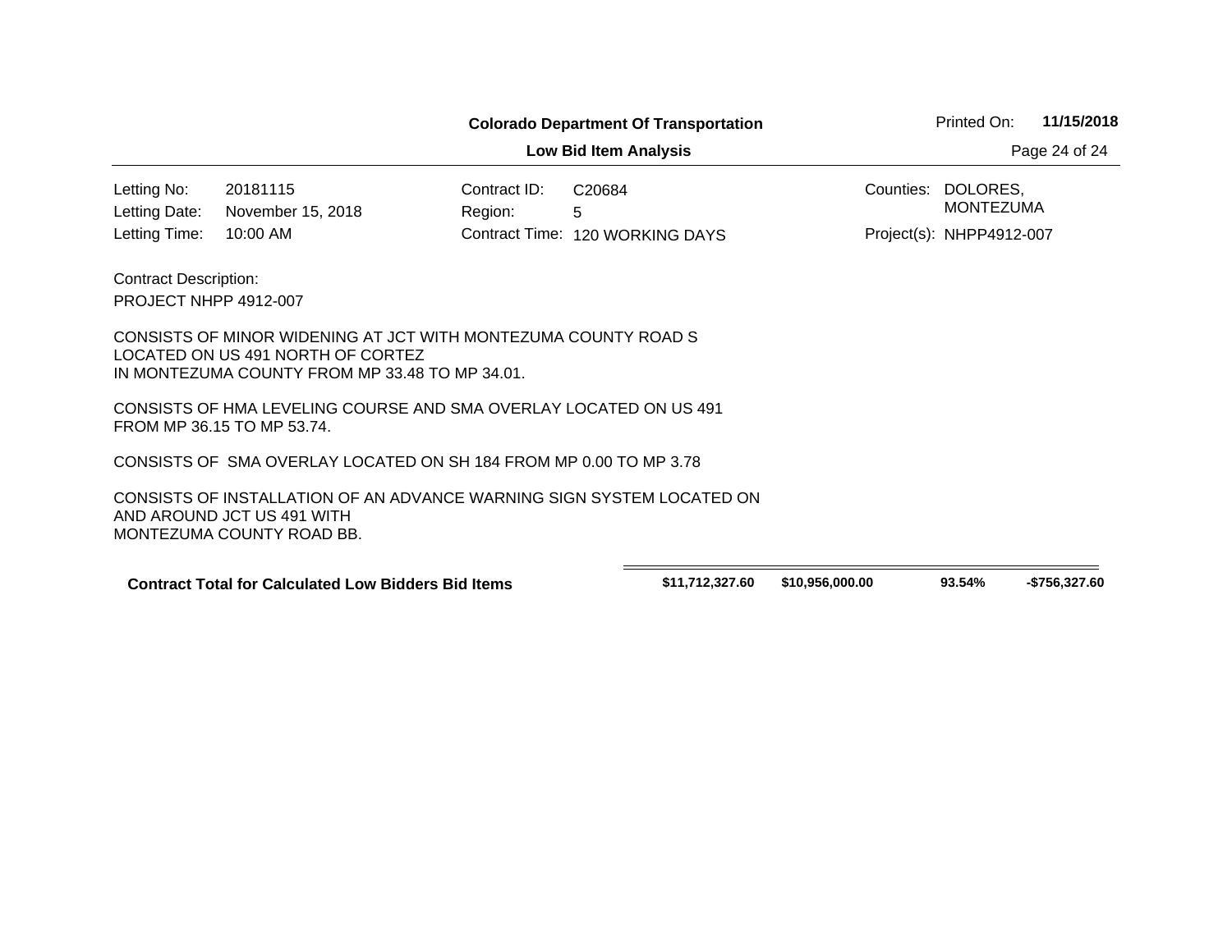**Colorado Department Of Transportation**

**Low Bid Item Analysis**

Printed On: **11/15/2018**

| | | | | | |
|---|---|---|---|---|---|
| Letting No: | 20181115 | Contract ID: | C20684 | Counties: | DOLORES, MONTEZUMA |
| Letting Date: | November 15, 2018 | Region: | 5 | | |
| Letting Time: | 10:00 AM | Contract Time: | 120 WORKING DAYS | Project(s): | NHPP4912-007 |

Contract Description:

PROJECT NHPP 4912-007

CONSISTS OF MINOR WIDENING AT JCT WITH MONTEZUMA COUNTY ROAD S LOCATED ON US 491 NORTH OF CORTEZ IN MONTEZUMA COUNTY FROM MP 33.48 TO MP 34.01.

CONSISTS OF HMA LEVELING COURSE AND SMA OVERLAY LOCATED ON US 491 FROM MP 36.15 TO MP 53.74.

CONSISTS OF SMA OVERLAY LOCATED ON SH 184 FROM MP 0.00 TO MP 3.78

CONSISTS OF INSTALLATION OF AN ADVANCE WARNING SIGN SYSTEM LOCATED ON AND AROUND JCT US 491 WITH MONTEZUMA COUNTY ROAD BB.

| | | | | |
|---|---|---|---|---|
| **Contract Total for Calculated Low Bidders Bid Items** | **$11,712,327.60** | **$10,956,000.00** | **93.54%** | **-$756,327.60** |